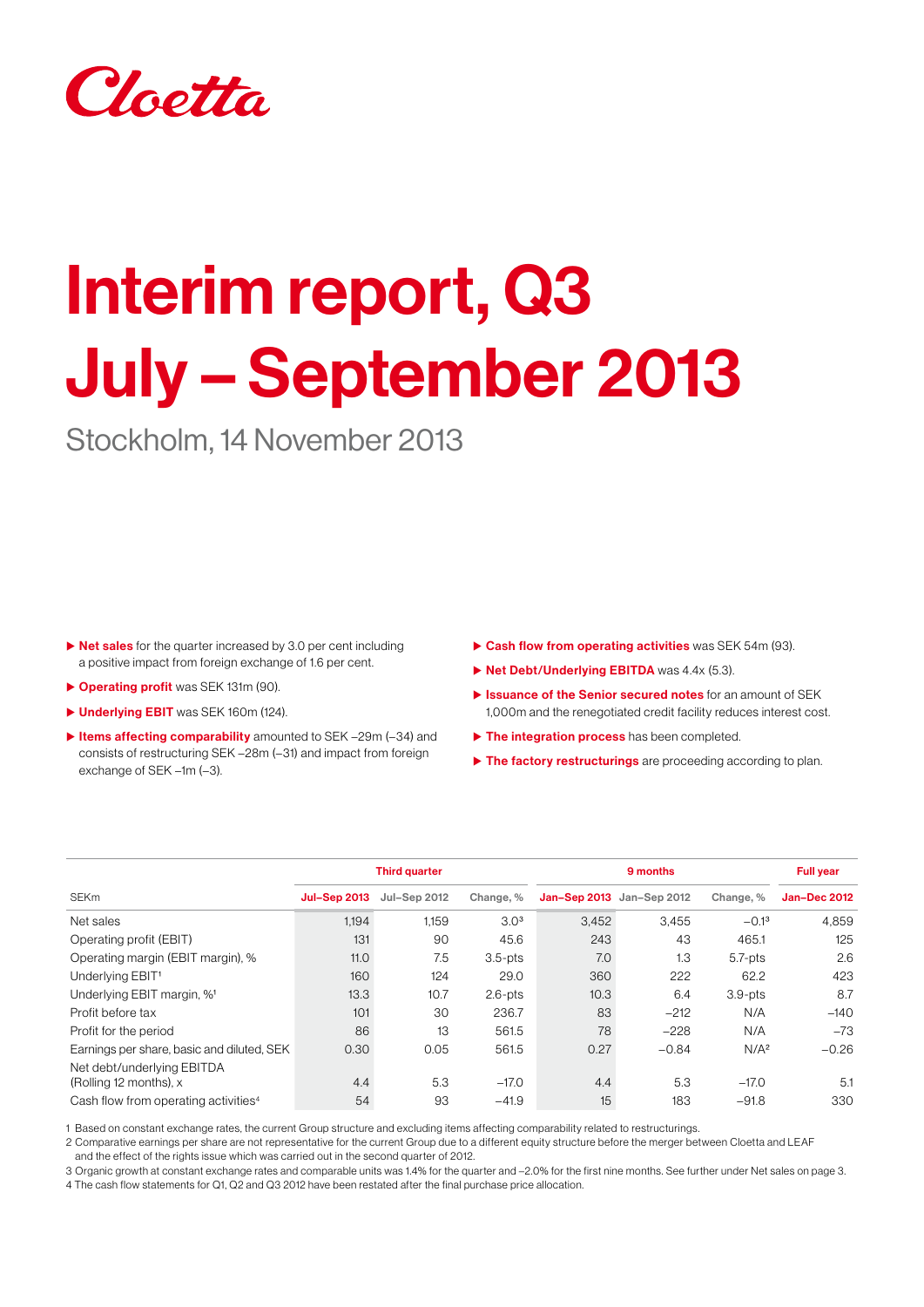Cloetta

# Interim report, Q3 July – September 2013

Stockholm, 14 November 2013

- **Net sales** for the quarter increased by 3.0 per cent including a positive impact from foreign exchange of 1.6 per cent.
- **Operating profit** was SEK 131m (90).
- **Underlying EBIT** was SEK 160m (124).
- **Items affecting comparability** amounted to SEK –29m (–34) and consists of restructuring SEK –28m (–31) and impact from foreign exchange of SEK –1m (–3).
- **Cash flow from operating activities** was SEK 54m (93).
- **Net Debt/Underlying EBITDA** was 4.4x (5.3).
- **Issuance of the Senior secured notes** for an amount of SEK 1,000m and the renegotiated credit facility reduces interest cost.
- **The integration process** has been completed.
- **The factory restructurings** are proceeding according to plan.

| | Third quarter | | | 9 months | | | Full year |
|---|---|---|---|---|---|---|---|
| SEKm | Jul–Sep 2013 | Jul–Sep 2012 | Change, % | Jan–Sep 2013 | Jan–Sep 2012 | Change, % | Jan–Dec 2012 |
| Net sales | 1,194 | 1,159 | 3.0[3] | 3,452 | 3,455 | –0.1[3] | 4,859 |
| Operating profit (EBIT) | 131 | 90 | 45.6 | 243 | 43 | 465.1 | 125 |
| Operating margin (EBIT margin), % | 11.0 | 7.5 | 3.5-pts | 7.0 | 1.3 | 5.7-pts | 2.6 |
| Underlying EBIT[1] | 160 | 124 | 29.0 | 360 | 222 | 62.2 | 423 |
| Underlying EBIT margin, %[1] | 13.3 | 10.7 | 2.6-pts | 10.3 | 6.4 | 3.9-pts | 8.7 |
| Profit before tax | 101 | 30 | 236.7 | 83 | –212 | N/A | –140 |
| Profit for the period | 86 | 13 | 561.5 | 78 | –228 | N/A | –73 |
| Earnings per share, basic and diluted, SEK | 0.30 | 0.05 | 561.5 | 0.27 | –0.84 | N/A[2] | –0.26 |
| Net debt/underlying EBITDA (Rolling 12 months), x | 4.4 | 5.3 | –17.0 | 4.4 | 5.3 | –17.0 | 5.1 |
| Cash flow from operating activities[4] | 54 | 93 | –41.9 | 15 | 183 | –91.8 | 330 |

1 Based on constant exchange rates, the current Group structure and excluding items affecting comparability related to restructurings.

2 Comparative earnings per share are not representative for the current Group due to a different equity structure before the merger between Cloetta and LEAF and the effect of the rights issue which was carried out in the second quarter of 2012.

3 Organic growth at constant exchange rates and comparable units was 1.4% for the quarter and –2.0% for the first nine months. See further under Net sales on page 3.

4 The cash flow statements for Q1, Q2 and Q3 2012 have been restated after the final purchase price allocation.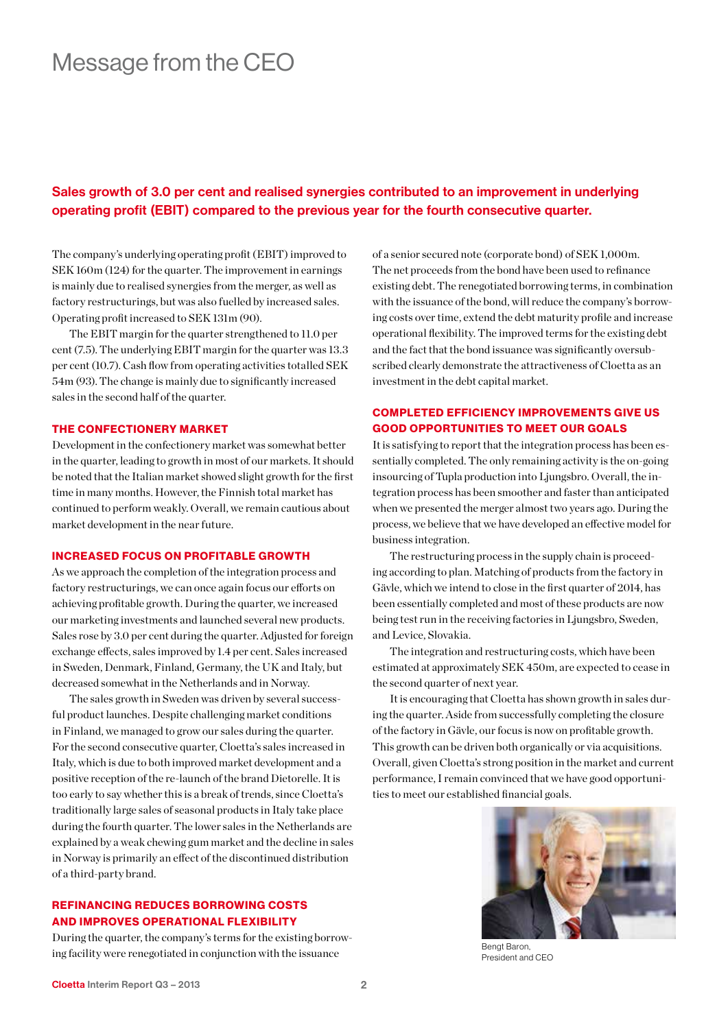# Message from the CEO

**Sales growth of 3.0 per cent and realised synergies contributed to an improvement in underlying operating profit (EBIT) compared to the previous year for the fourth consecutive quarter.**

The company's underlying operating profit (EBIT) improved to SEK 160m (124) for the quarter. The improvement in earnings is mainly due to realised synergies from the merger, as well as factory restructurings, but was also fuelled by increased sales. Operating profit increased to SEK 131m (90).

The EBIT margin for the quarter strengthened to 11.0 per cent (7.5). The underlying EBIT margin for the quarter was 13.3 per cent (10.7). Cash flow from operating activities totalled SEK 54m (93). The change is mainly due to significantly increased sales in the second half of the quarter.

## THE CONFECTIONERY MARKET

Development in the confectionery market was somewhat better in the quarter, leading to growth in most of our markets. It should be noted that the Italian market showed slight growth for the first time in many months. However, the Finnish total market has continued to perform weakly. Overall, we remain cautious about market development in the near future.

## INCREASED FOCUS ON PROFITABLE GROWTH

As we approach the completion of the integration process and factory restructurings, we can once again focus our efforts on achieving profitable growth. During the quarter, we increased our marketing investments and launched several new products. Sales rose by 3.0 per cent during the quarter. Adjusted for foreign exchange effects, sales improved by 1.4 per cent. Sales increased in Sweden, Denmark, Finland, Germany, the UK and Italy, but decreased somewhat in the Netherlands and in Norway.

The sales growth in Sweden was driven by several successful product launches. Despite challenging market conditions in Finland, we managed to grow our sales during the quarter. For the second consecutive quarter, Cloetta's sales increased in Italy, which is due to both improved market development and a positive reception of the re-launch of the brand Dietorelle. It is too early to say whether this is a break of trends, since Cloetta's traditionally large sales of seasonal products in Italy take place during the fourth quarter. The lower sales in the Netherlands are explained by a weak chewing gum market and the decline in sales in Norway is primarily an effect of the discontinued distribution of a third-party brand.

## REFINANCING REDUCES BORROWING COSTS AND IMPROVES OPERATIONAL FLEXIBILITY

During the quarter, the company's terms for the existing borrowing facility were renegotiated in conjunction with the issuance of a senior secured note (corporate bond) of SEK 1,000m. The net proceeds from the bond have been used to refinance existing debt. The renegotiated borrowing terms, in combination with the issuance of the bond, will reduce the company's borrowing costs over time, extend the debt maturity profile and increase operational flexibility. The improved terms for the existing debt and the fact that the bond issuance was significantly oversubscribed clearly demonstrate the attractiveness of Cloetta as an investment in the debt capital market.

## COMPLETED EFFICIENCY IMPROVEMENTS GIVE US GOOD OPPORTUNITIES TO MEET OUR GOALS

It is satisfying to report that the integration process has been essentially completed. The only remaining activity is the on-going insourcing of Tupla production into Ljungsbro. Overall, the integration process has been smoother and faster than anticipated when we presented the merger almost two years ago. During the process, we believe that we have developed an effective model for business integration.

The restructuring process in the supply chain is proceeding according to plan. Matching of products from the factory in Gävle, which we intend to close in the first quarter of 2014, has been essentially completed and most of these products are now being test run in the receiving factories in Ljungsbro, Sweden, and Levice, Slovakia.

The integration and restructuring costs, which have been estimated at approximately SEK 450m, are expected to cease in the second quarter of next year.

It is encouraging that Cloetta has shown growth in sales during the quarter. Aside from successfully completing the closure of the factory in Gävle, our focus is now on profitable growth. This growth can be driven both organically or via acquisitions. Overall, given Cloetta's strong position in the market and current performance, I remain convinced that we have good opportunities to meet our established financial goals.

Bengt Baron,
President and CEO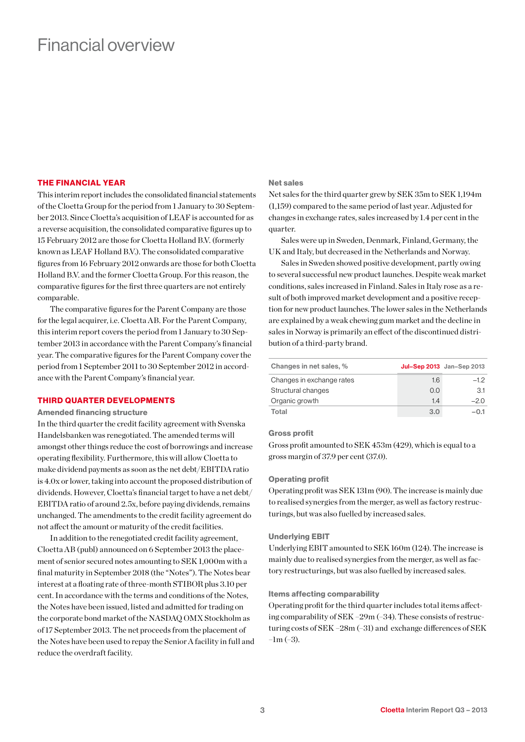# Financial overview

## THE FINANCIAL YEAR

This interim report includes the consolidated financial statements of the Cloetta Group for the period from 1 January to 30 September 2013. Since Cloetta's acquisition of LEAF is accounted for as a reverse acquisition, the consolidated comparative figures up to 15 February 2012 are those for Cloetta Holland B.V. (formerly known as LEAF Holland B.V.). The consolidated comparative figures from 16 February 2012 onwards are those for both Cloetta Holland B.V. and the former Cloetta Group. For this reason, the comparative figures for the first three quarters are not entirely comparable.

The comparative figures for the Parent Company are those for the legal acquirer, i.e. Cloetta AB. For the Parent Company, this interim report covers the period from 1 January to 30 September 2013 in accordance with the Parent Company's financial year. The comparative figures for the Parent Company cover the period from 1 September 2011 to 30 September 2012 in accordance with the Parent Company's financial year.

## THIRD QUARTER DEVELOPMENTS

### Amended financing structure

In the third quarter the credit facility agreement with Svenska Handelsbanken was renegotiated. The amended terms will amongst other things reduce the cost of borrowings and increase operating flexibility. Furthermore, this will allow Cloetta to make dividend payments as soon as the net debt/EBITDA ratio is 4.0x or lower, taking into account the proposed distribution of dividends. However, Cloetta's financial target to have a net debt/EBITDA ratio of around 2.5x, before paying dividends, remains unchanged. The amendments to the credit facility agreement do not affect the amount or maturity of the credit facilities.

In addition to the renegotiated credit facility agreement, Cloetta AB (publ) announced on 6 September 2013 the placement of senior secured notes amounting to SEK 1,000m with a final maturity in September 2018 (the "Notes"). The Notes bear interest at a floating rate of three-month STIBOR plus 3.10 per cent. In accordance with the terms and conditions of the Notes, the Notes have been issued, listed and admitted for trading on the corporate bond market of the NASDAQ OMX Stockholm as of 17 September 2013. The net proceeds from the placement of the Notes have been used to repay the Senior A facility in full and reduce the overdraft facility.

### Net sales

Net sales for the third quarter grew by SEK 35m to SEK 1,194m (1,159) compared to the same period of last year. Adjusted for changes in exchange rates, sales increased by 1.4 per cent in the quarter.

Sales were up in Sweden, Denmark, Finland, Germany, the UK and Italy, but decreased in the Netherlands and Norway.

Sales in Sweden showed positive development, partly owing to several successful new product launches. Despite weak market conditions, sales increased in Finland. Sales in Italy rose as a result of both improved market development and a positive reception for new product launches. The lower sales in the Netherlands are explained by a weak chewing gum market and the decline in sales in Norway is primarily an effect of the discontinued distribution of a third-party brand.

| Changes in net sales, % | Jul–Sep 2013 | Jan–Sep 2013 |
|---|---|---|
| Changes in exchange rates | 1.6 | –1.2 |
| Structural changes | 0.0 | 3.1 |
| Organic growth | 1.4 | –2.0 |
| **Total** | **3.0** | **–0.1** |

### Gross profit

Gross profit amounted to SEK 453m (429), which is equal to a gross margin of 37.9 per cent (37.0).

### Operating profit

Operating profit was SEK 131m (90). The increase is mainly due to realised synergies from the merger, as well as factory restructurings, but was also fuelled by increased sales.

### Underlying EBIT

Underlying EBIT amounted to SEK 160m (124). The increase is mainly due to realised synergies from the merger, as well as factory restructurings, but was also fuelled by increased sales.

### Items affecting comparability

Operating profit for the third quarter includes total items affecting comparability of SEK –29m (–34). These consists of restructuring costs of SEK –28m (–31) and exchange differences of SEK –1m (–3).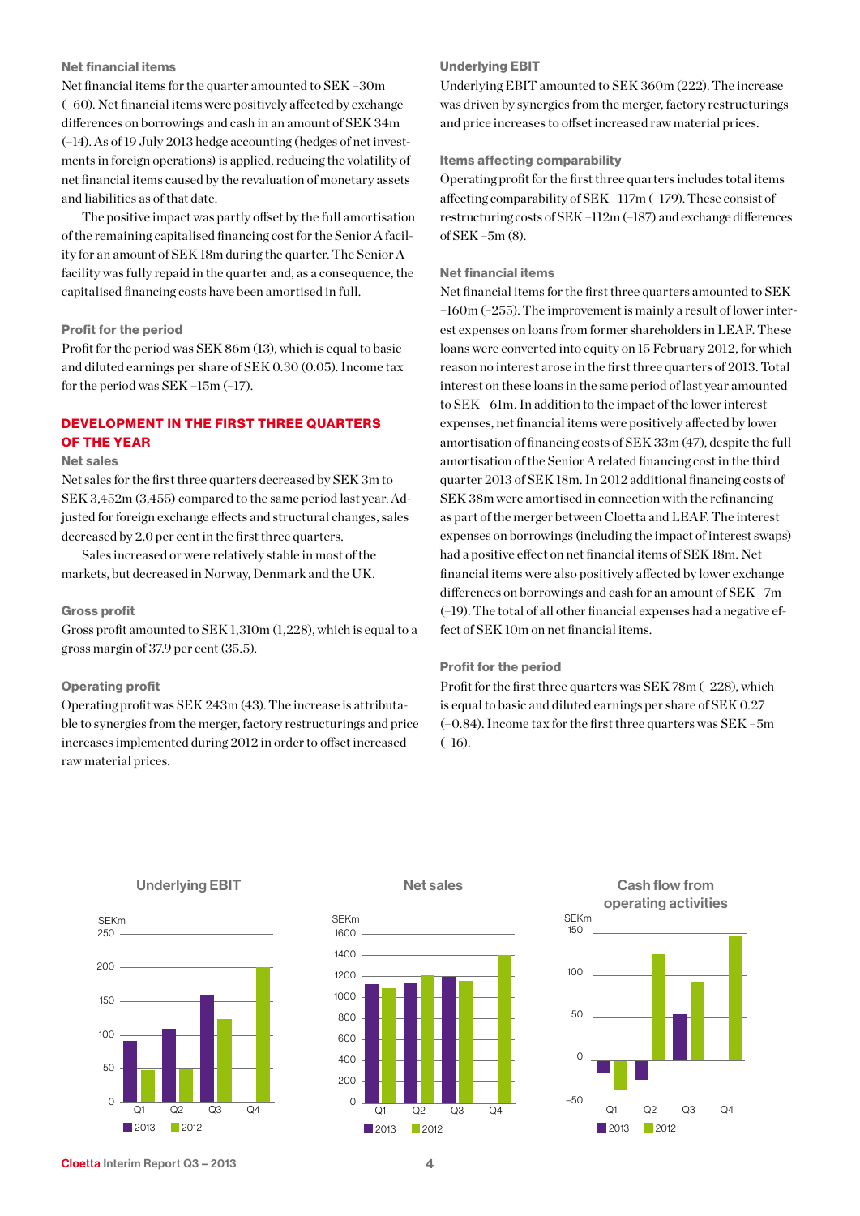### Net financial items

Net financial items for the quarter amounted to SEK –30m (–60). Net financial items were positively affected by exchange differences on borrowings and cash in an amount of SEK 34m (–14). As of 19 July 2013 hedge accounting (hedges of net investments in foreign operations) is applied, reducing the volatility of net financial items caused by the revaluation of monetary assets and liabilities as of that date.

The positive impact was partly offset by the full amortisation of the remaining capitalised financing cost for the Senior A facility for an amount of SEK 18m during the quarter. The Senior A facility was fully repaid in the quarter and, as a consequence, the capitalised financing costs have been amortised in full.

### Profit for the period

Profit for the period was SEK 86m (13), which is equal to basic and diluted earnings per share of SEK 0.30 (0.05). Income tax for the period was SEK –15m (–17).

## DEVELOPMENT IN THE FIRST THREE QUARTERS OF THE YEAR

### Net sales

Net sales for the first three quarters decreased by SEK 3m to SEK 3,452m (3,455) compared to the same period last year. Adjusted for foreign exchange effects and structural changes, sales decreased by 2.0 per cent in the first three quarters.

Sales increased or were relatively stable in most of the markets, but decreased in Norway, Denmark and the UK.

### Gross profit

Gross profit amounted to SEK 1,310m (1,228), which is equal to a gross margin of 37.9 per cent (35.5).

### Operating profit

Operating profit was SEK 243m (43). The increase is attributable to synergies from the merger, factory restructurings and price increases implemented during 2012 in order to offset increased raw material prices.

### Underlying EBIT

Underlying EBIT amounted to SEK 360m (222). The increase was driven by synergies from the merger, factory restructurings and price increases to offset increased raw material prices.

### Items affecting comparability

Operating profit for the first three quarters includes total items affecting comparability of SEK –117m (–179). These consist of restructuring costs of SEK –112m (–187) and exchange differences of SEK –5m (8).

### Net financial items

Net financial items for the first three quarters amounted to SEK –160m (–255). The improvement is mainly a result of lower interest expenses on loans from former shareholders in LEAF. These loans were converted into equity on 15 February 2012, for which reason no interest arose in the first three quarters of 2013. Total interest on these loans in the same period of last year amounted to SEK –61m. In addition to the impact of the lower interest expenses, net financial items were positively affected by lower amortisation of financing costs of SEK 33m (47), despite the full amortisation of the Senior A related financing cost in the third quarter 2013 of SEK 18m. In 2012 additional financing costs of SEK 38m were amortised in connection with the refinancing as part of the merger between Cloetta and LEAF. The interest expenses on borrowings (including the impact of interest swaps) had a positive effect on net financial items of SEK 18m. Net financial items were also positively affected by lower exchange differences on borrowings and cash for an amount of SEK –7m (–19). The total of all other financial expenses had a negative effect of SEK 10m on net financial items.

### Profit for the period

Profit for the first three quarters was SEK 78m (–228), which is equal to basic and diluted earnings per share of SEK 0.27 (–0.84). Income tax for the first three quarters was SEK –5m (–16).

Underlying EBIT

SEKm
250
200
150
100
50
0
Q1 Q2 Q3 Q4
2013 2012

Net sales

SEKm
1600
1400
1200
1000
800
600
400
200
0
Q1 Q2 Q3 Q4
2013 2012

Cash flow from operating activities

SEKm
150
100
50
0
–50
Q1 Q2 Q3 Q4
2013 2012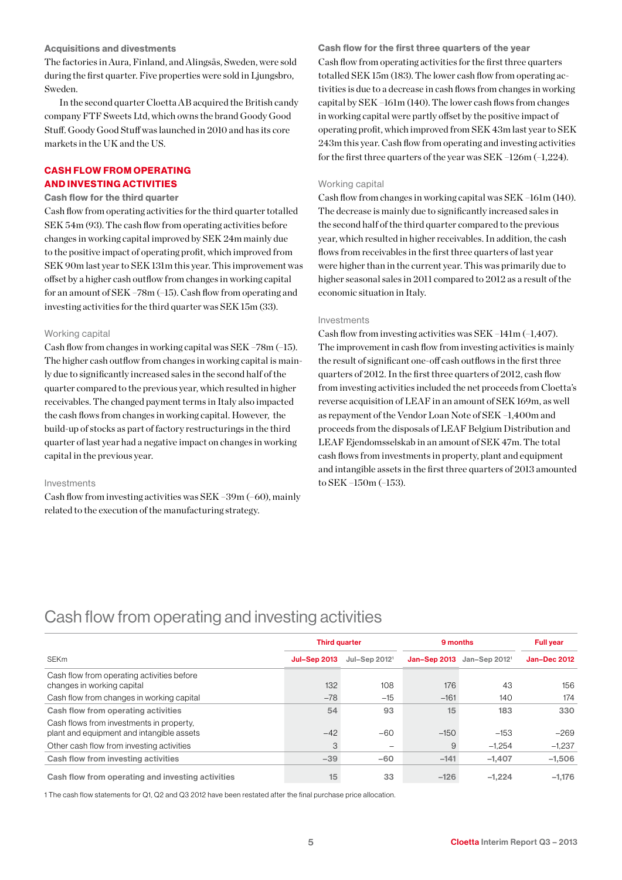### Acquisitions and divestments

The factories in Aura, Finland, and Alingsås, Sweden, were sold during the first quarter. Five properties were sold in Ljungsbro, Sweden.

In the second quarter Cloetta AB acquired the British candy company FTF Sweets Ltd, which owns the brand Goody Good Stuff. Goody Good Stuff was launched in 2010 and has its core markets in the UK and the US.

## CASH FLOW FROM OPERATING AND INVESTING ACTIVITIES

### Cash flow for the third quarter

Cash flow from operating activities for the third quarter totalled SEK 54m (93). The cash flow from operating activities before changes in working capital improved by SEK 24m mainly due to the positive impact of operating profit, which improved from SEK 90m last year to SEK 131m this year. This improvement was offset by a higher cash outflow from changes in working capital for an amount of SEK –78m (–15). Cash flow from operating and investing activities for the third quarter was SEK 15m (33).

#### Working capital

Cash flow from changes in working capital was SEK –78m (–15). The higher cash outflow from changes in working capital is mainly due to significantly increased sales in the second half of the quarter compared to the previous year, which resulted in higher receivables. The changed payment terms in Italy also impacted the cash flows from changes in working capital. However, the build-up of stocks as part of factory restructurings in the third quarter of last year had a negative impact on changes in working capital in the previous year.

#### Investments

Cash flow from investing activities was SEK –39m (–60), mainly related to the execution of the manufacturing strategy.

### Cash flow for the first three quarters of the year

Cash flow from operating activities for the first three quarters totalled SEK 15m (183). The lower cash flow from operating activities is due to a decrease in cash flows from changes in working capital by SEK –161m (140). The lower cash flows from changes in working capital were partly offset by the positive impact of operating profit, which improved from SEK 43m last year to SEK 243m this year. Cash flow from operating and investing activities for the first three quarters of the year was SEK –126m (–1,224).

#### Working capital

Cash flow from changes in working capital was SEK –161m (140). The decrease is mainly due to significantly increased sales in the second half of the third quarter compared to the previous year, which resulted in higher receivables. In addition, the cash flows from receivables in the first three quarters of last year were higher than in the current year. This was primarily due to higher seasonal sales in 2011 compared to 2012 as a result of the economic situation in Italy.

#### Investments

Cash flow from investing activities was SEK –141m (–1,407). The improvement in cash flow from investing activities is mainly the result of significant one-off cash outflows in the first three quarters of 2012. In the first three quarters of 2012, cash flow from investing activities included the net proceeds from Cloetta's reverse acquisition of LEAF in an amount of SEK 169m, as well as repayment of the Vendor Loan Note of SEK –1,400m and proceeds from the disposals of LEAF Belgium Distribution and LEAF Ejendomsselskab in an amount of SEK 47m. The total cash flows from investments in property, plant and equipment and intangible assets in the first three quarters of 2013 amounted to SEK –150m (–153).

## Cash flow from operating and investing activities

| | Third quarter | | 9 months | | Full year |
|---|---|---|---|---|---|
| SEKm | Jul–Sep 2013 | Jul–Sep 2012[1] | Jan–Sep 2013 | Jan–Sep 2012[1] | Jan–Dec 2012 |
| Cash flow from operating activities before changes in working capital | 132 | 108 | 176 | 43 | 156 |
| Cash flow from changes in working capital | –78 | –15 | –161 | 140 | 174 |
| **Cash flow from operating activities** | **54** | **93** | **15** | **183** | **330** |
| Cash flows from investments in property, plant and equipment and intangible assets | –42 | –60 | –150 | –153 | –269 |
| Other cash flow from investing activities | 3 | – | 9 | –1,254 | –1,237 |
| **Cash flow from investing activities** | **–39** | **–60** | **–141** | **–1,407** | **–1,506** |
| **Cash flow from operating and investing activities** | **15** | **33** | **–126** | **–1,224** | **–1,176** |

1 The cash flow statements for Q1, Q2 and Q3 2012 have been restated after the final purchase price allocation.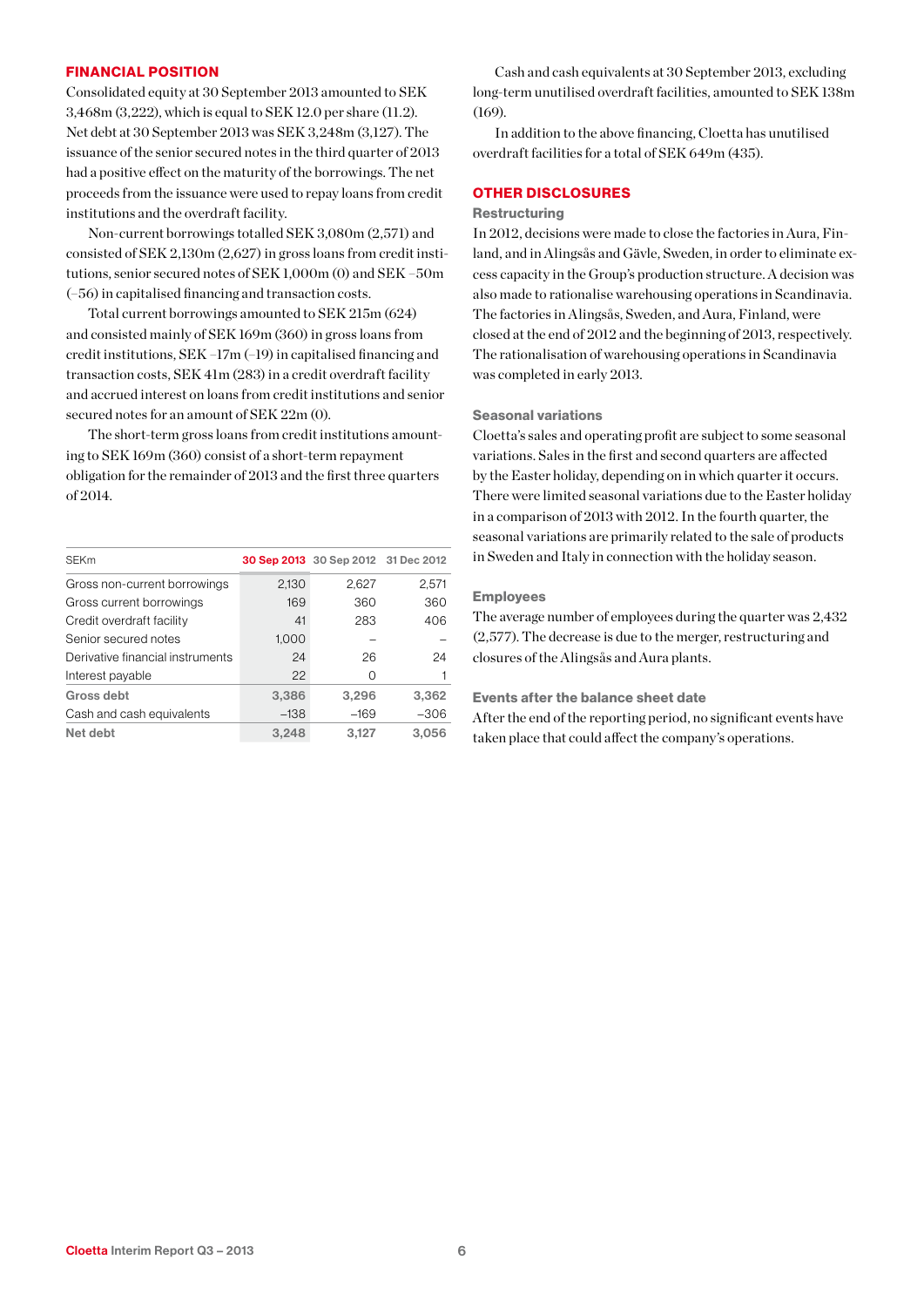## FINANCIAL POSITION

Consolidated equity at 30 September 2013 amounted to SEK 3,468m (3,222), which is equal to SEK 12.0 per share (11.2). Net debt at 30 September 2013 was SEK 3,248m (3,127). The issuance of the senior secured notes in the third quarter of 2013 had a positive effect on the maturity of the borrowings. The net proceeds from the issuance were used to repay loans from credit institutions and the overdraft facility.

Non-current borrowings totalled SEK 3,080m (2,571) and consisted of SEK 2,130m (2,627) in gross loans from credit institutions, senior secured notes of SEK 1,000m (0) and SEK –50m (–56) in capitalised financing and transaction costs.

Total current borrowings amounted to SEK 215m (624) and consisted mainly of SEK 169m (360) in gross loans from credit institutions, SEK –17m (–19) in capitalised financing and transaction costs, SEK 41m (283) in a credit overdraft facility and accrued interest on loans from credit institutions and senior secured notes for an amount of SEK 22m (0).

The short-term gross loans from credit institutions amounting to SEK 169m (360) consist of a short-term repayment obligation for the remainder of 2013 and the first three quarters of 2014.

| SEKm | 30 Sep 2013 | 30 Sep 2012 | 31 Dec 2012 |
|---|---|---|---|
| Gross non-current borrowings | 2,130 | 2,627 | 2,571 |
| Gross current borrowings | 169 | 360 | 360 |
| Credit overdraft facility | 41 | 283 | 406 |
| Senior secured notes | 1,000 | – | – |
| Derivative financial instruments | 24 | 26 | 24 |
| Interest payable | 22 | 0 | 1 |
| **Gross debt** | **3,386** | **3,296** | **3,362** |
| Cash and cash equivalents | –138 | –169 | –306 |
| **Net debt** | **3,248** | **3,127** | **3,056** |

Cash and cash equivalents at 30 September 2013, excluding long-term unutilised overdraft facilities, amounted to SEK 138m (169).

In addition to the above financing, Cloetta has unutilised overdraft facilities for a total of SEK 649m (435).

## OTHER DISCLOSURES

### Restructuring

In 2012, decisions were made to close the factories in Aura, Finland, and in Alingsås and Gävle, Sweden, in order to eliminate excess capacity in the Group's production structure. A decision was also made to rationalise warehousing operations in Scandinavia. The factories in Alingsås, Sweden, and Aura, Finland, were closed at the end of 2012 and the beginning of 2013, respectively. The rationalisation of warehousing operations in Scandinavia was completed in early 2013.

### Seasonal variations

Cloetta's sales and operating profit are subject to some seasonal variations. Sales in the first and second quarters are affected by the Easter holiday, depending on in which quarter it occurs. There were limited seasonal variations due to the Easter holiday in a comparison of 2013 with 2012. In the fourth quarter, the seasonal variations are primarily related to the sale of products in Sweden and Italy in connection with the holiday season.

### Employees

The average number of employees during the quarter was 2,432 (2,577). The decrease is due to the merger, restructuring and closures of the Alingsås and Aura plants.

### Events after the balance sheet date

After the end of the reporting period, no significant events have taken place that could affect the company's operations.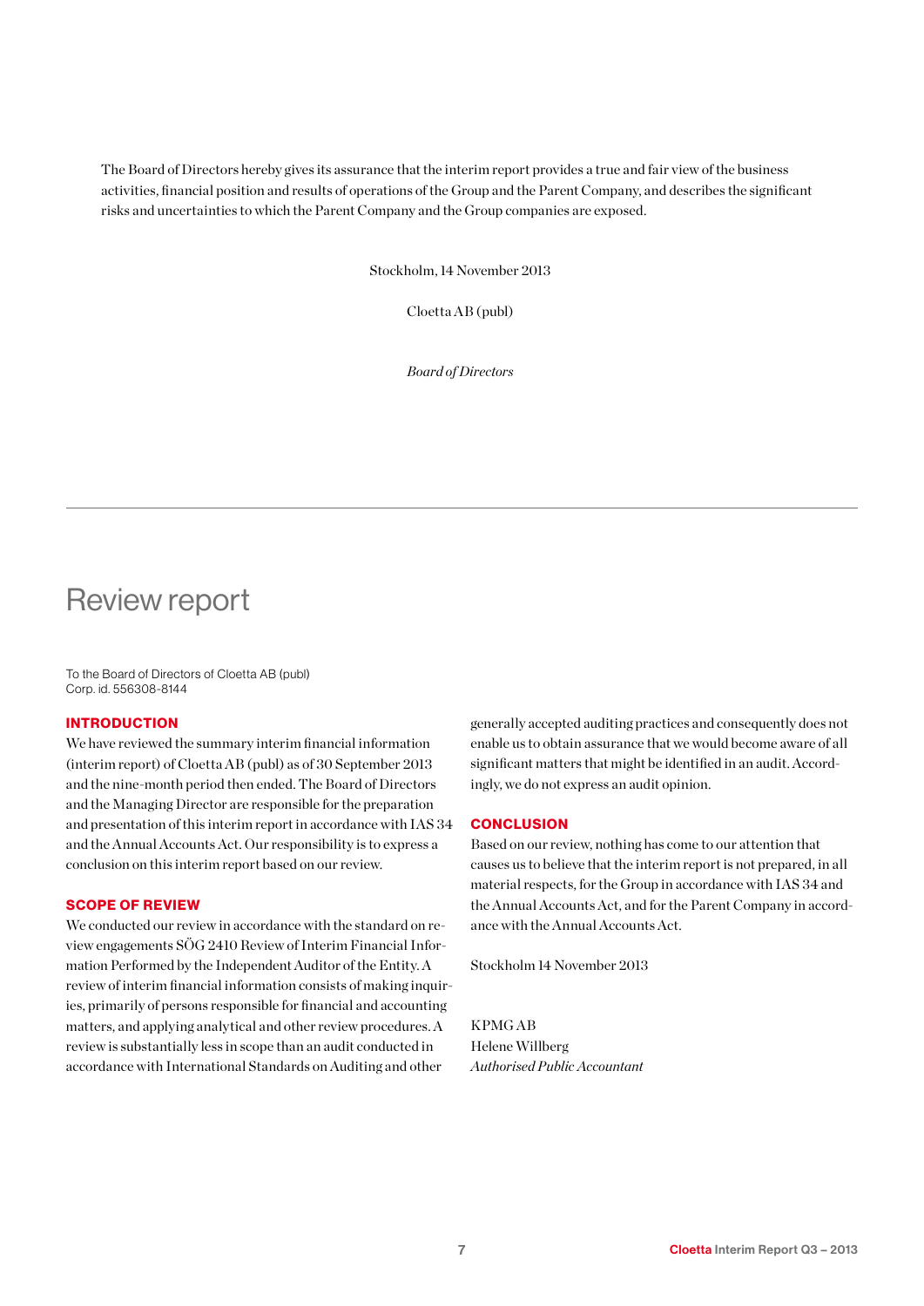The Board of Directors hereby gives its assurance that the interim report provides a true and fair view of the business activities, financial position and results of operations of the Group and the Parent Company, and describes the significant risks and uncertainties to which the Parent Company and the Group companies are exposed.

Stockholm, 14 November 2013

Cloetta AB (publ)

*Board of Directors*

---

# Review report

To the Board of Directors of Cloetta AB (publ)
Corp. id. 556308-8144

### INTRODUCTION

We have reviewed the summary interim financial information (interim report) of Cloetta AB (publ) as of 30 September 2013 and the nine-month period then ended. The Board of Directors and the Managing Director are responsible for the preparation and presentation of this interim report in accordance with IAS 34 and the Annual Accounts Act. Our responsibility is to express a conclusion on this interim report based on our review.

### SCOPE OF REVIEW

We conducted our review in accordance with the standard on review engagements SÖG 2410 Review of Interim Financial Information Performed by the Independent Auditor of the Entity. A review of interim financial information consists of making inquiries, primarily of persons responsible for financial and accounting matters, and applying analytical and other review procedures. A review is substantially less in scope than an audit conducted in accordance with International Standards on Auditing and other generally accepted auditing practices and consequently does not enable us to obtain assurance that we would become aware of all significant matters that might be identified in an audit. Accordingly, we do not express an audit opinion.

### CONCLUSION

Based on our review, nothing has come to our attention that causes us to believe that the interim report is not prepared, in all material respects, for the Group in accordance with IAS 34 and the Annual Accounts Act, and for the Parent Company in accordance with the Annual Accounts Act.

Stockholm 14 November 2013

KPMG AB
Helene Willberg
*Authorised Public Accountant*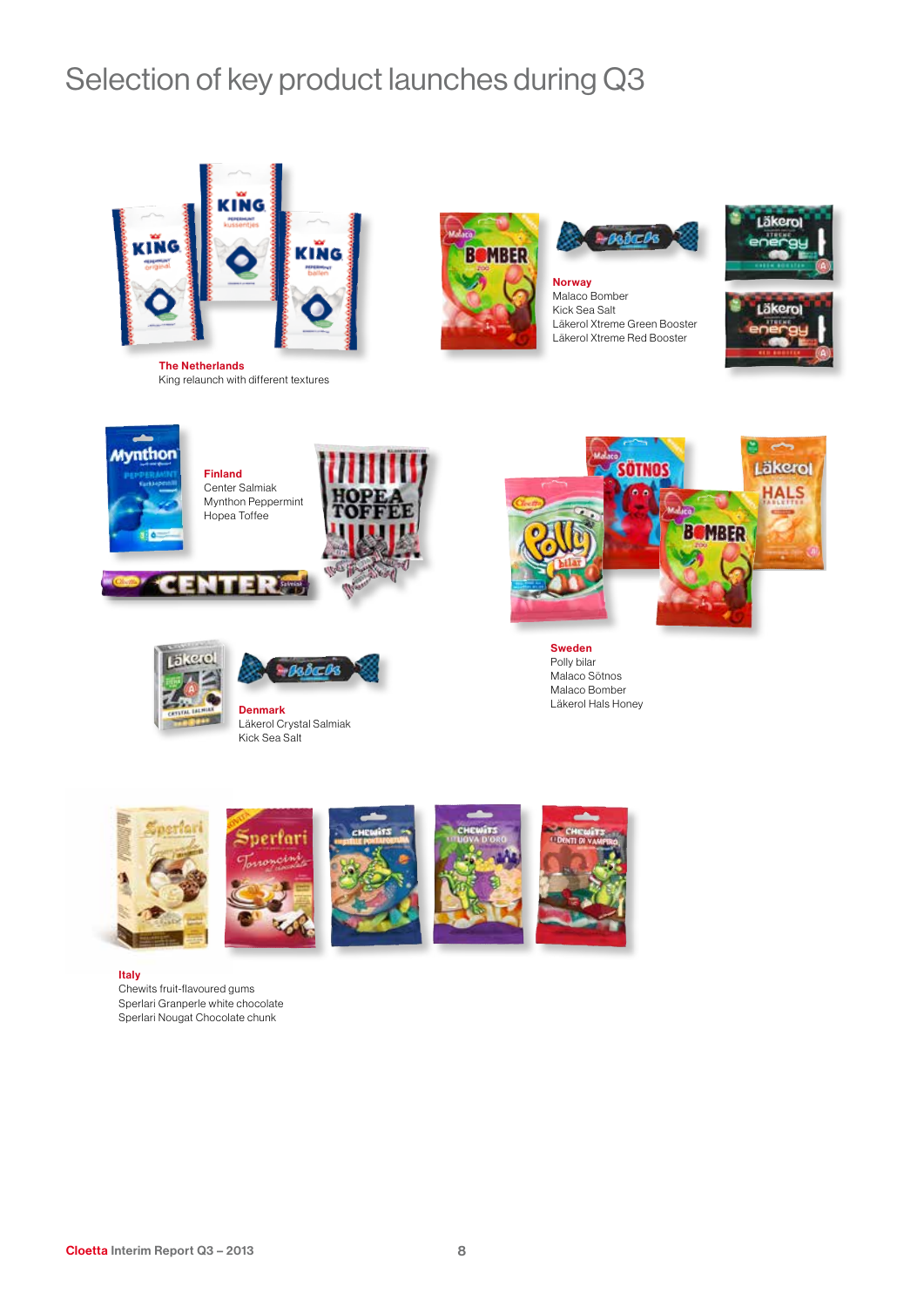# Selection of key product launches during Q3

**The Netherlands**
King relaunch with different textures

**Norway**
Malaco Bomber
Kick Sea Salt
Läkerol Xtreme Green Booster
Läkerol Xtreme Red Booster

**Finland**
Center Salmiak
Mynthon Peppermint
Hopea Toffee

**Sweden**
Polly bilar
Malaco Sötnos
Malaco Bomber
Läkerol Hals Honey

**Denmark**
Läkerol Crystal Salmiak
Kick Sea Salt

**Italy**
Chewits fruit-flavoured gums
Sperlari Granperle white chocolate
Sperlari Nougat Chocolate chunk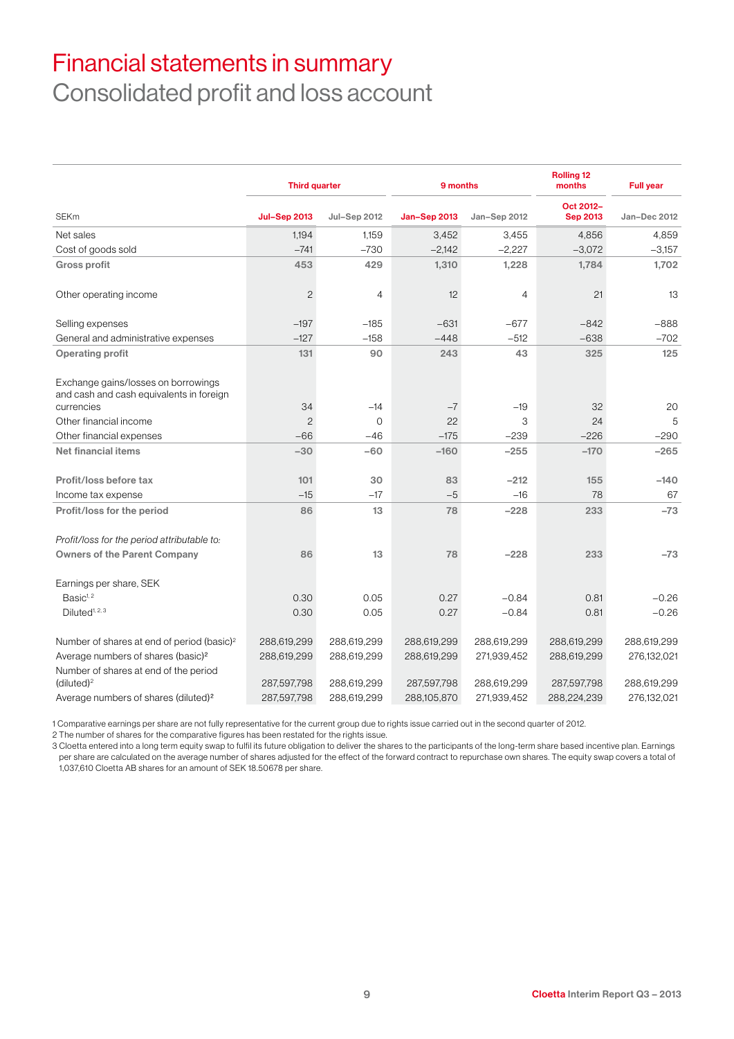# Financial statements in summary

## Consolidated profit and loss account

| | Third quarter | | 9 months | | Rolling 12 months | Full year |
|---|---|---|---|---|---|---|
| SEKm | Jul–Sep 2013 | Jul–Sep 2012 | Jan–Sep 2013 | Jan–Sep 2012 | Oct 2012–Sep 2013 | Jan–Dec 2012 |
| Net sales | 1,194 | 1,159 | 3,452 | 3,455 | 4,856 | 4,859 |
| Cost of goods sold | –741 | –730 | –2,142 | –2,227 | –3,072 | –3,157 |
| **Gross profit** | **453** | **429** | **1,310** | **1,228** | **1,784** | **1,702** |
| Other operating income | 2 | 4 | 12 | 4 | 21 | 13 |
| Selling expenses | –197 | –185 | –631 | –677 | –842 | –888 |
| General and administrative expenses | –127 | –158 | –448 | –512 | –638 | –702 |
| **Operating profit** | **131** | **90** | **243** | **43** | **325** | **125** |
| Exchange gains/losses on borrowings and cash and cash equivalents in foreign currencies | 34 | –14 | –7 | –19 | 32 | 20 |
| Other financial income | 2 | 0 | 22 | 3 | 24 | 5 |
| Other financial expenses | –66 | –46 | –175 | –239 | –226 | –290 |
| **Net financial items** | **–30** | **–60** | **–160** | **–255** | **–170** | **–265** |
| **Profit/loss before tax** | **101** | **30** | **83** | **–212** | **155** | **–140** |
| Income tax expense | –15 | –17 | –5 | –16 | 78 | 67 |
| **Profit/loss for the period** | **86** | **13** | **78** | **–228** | **233** | **–73** |
| *Profit/loss for the period attributable to:* | | | | | | |
| **Owners of the Parent Company** | **86** | **13** | **78** | **–228** | **233** | **–73** |
| Earnings per share, SEK | | | | | | |
| Basic[1, 2] | 0.30 | 0.05 | 0.27 | –0.84 | 0.81 | –0.26 |
| Diluted[1, 2, 3] | 0.30 | 0.05 | 0.27 | –0.84 | 0.81 | –0.26 |
| Number of shares at end of period (basic)[2] | 288,619,299 | 288,619,299 | 288,619,299 | 288,619,299 | 288,619,299 | 288,619,299 |
| Average numbers of shares (basic)[2] | 288,619,299 | 288,619,299 | 288,619,299 | 271,939,452 | 288,619,299 | 276,132,021 |
| Number of shares at end of the period (diluted)[2] | 287,597,798 | 288,619,299 | 287,597,798 | 288,619,299 | 287,597,798 | 288,619,299 |
| Average numbers of shares (diluted)[2] | 287,597,798 | 288,619,299 | 288,105,870 | 271,939,452 | 288,224,239 | 276,132,021 |

1 Comparative earnings per share are not fully representative for the current group due to rights issue carried out in the second quarter of 2012.

2 The number of shares for the comparative figures has been restated for the rights issue.

3 Cloetta entered into a long term equity swap to fulfil its future obligation to deliver the shares to the participants of the long-term share based incentive plan. Earnings per share are calculated on the average number of shares adjusted for the effect of the forward contract to repurchase own shares. The equity swap covers a total of 1,037,610 Cloetta AB shares for an amount of SEK 18.50678 per share.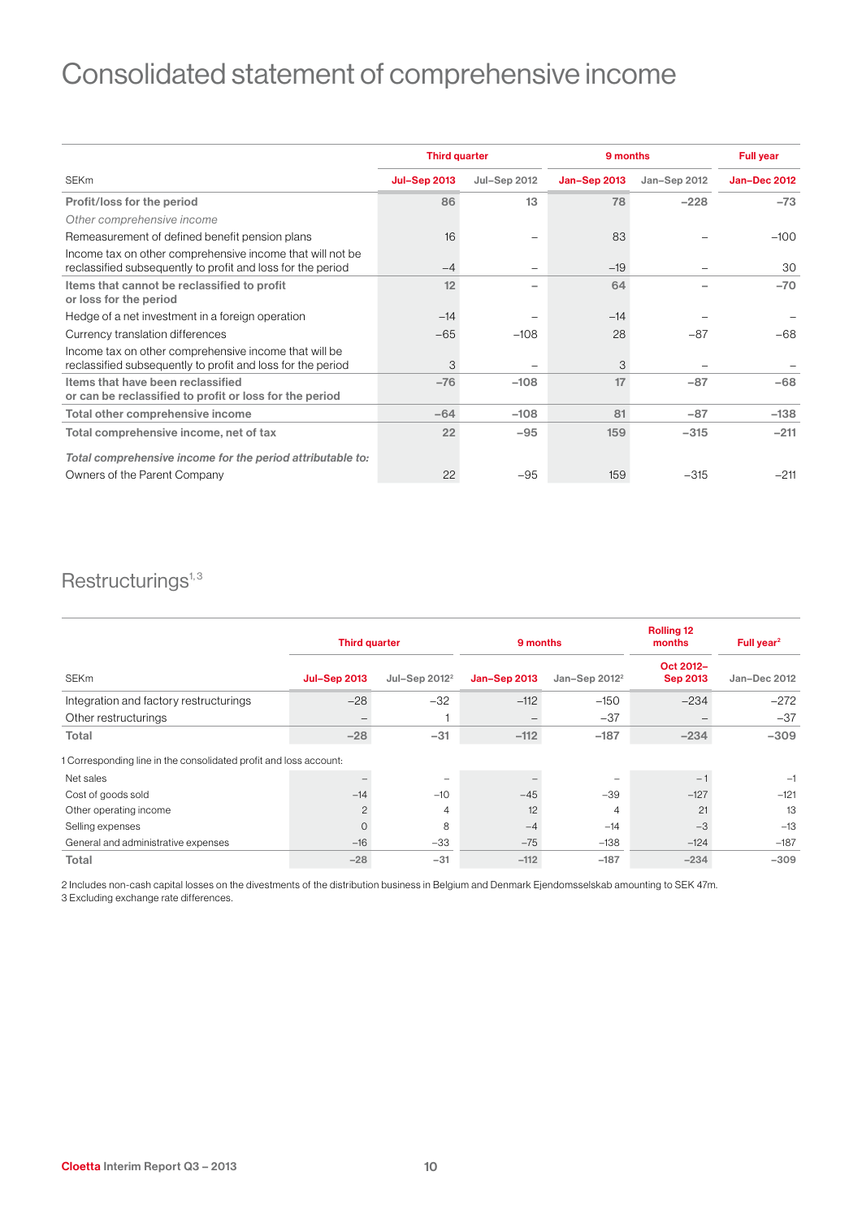# Consolidated statement of comprehensive income

| SEKm | Third quarter | | 9 months | | Full year |
|---|---|---|---|---|---|
| | Jul–Sep 2013 | Jul–Sep 2012 | Jan–Sep 2013 | Jan–Sep 2012 | Jan–Dec 2012 |
| **Profit/loss for the period** | 86 | 13 | 78 | –228 | –73 |
| *Other comprehensive income* | | | | | |
| Remeasurement of defined benefit pension plans | 16 | – | 83 | – | –100 |
| Income tax on other comprehensive income that will not be reclassified subsequently to profit and loss for the period | –4 | – | –19 | – | 30 |
| **Items that cannot be reclassified to profit or loss for the period** | 12 | – | 64 | – | –70 |
| Hedge of a net investment in a foreign operation | –14 | – | –14 | – | – |
| Currency translation differences | –65 | –108 | 28 | –87 | –68 |
| Income tax on other comprehensive income that will be reclassified subsequently to profit and loss for the period | 3 | – | 3 | – | – |
| **Items that have been reclassified or can be reclassified to profit or loss for the period** | –76 | –108 | 17 | –87 | –68 |
| **Total other comprehensive income** | –64 | –108 | 81 | –87 | –138 |
| **Total comprehensive income, net of tax** | 22 | –95 | 159 | –315 | –211 |
| *Total comprehensive income for the period attributable to:* | | | | | |
| Owners of the Parent Company | 22 | –95 | 159 | –315 | –211 |

## Restructurings[1,3]

| SEKm | Third quarter | | 9 months | | Rolling 12 months | Full year[2] |
|---|---|---|---|---|---|---|
| | Jul–Sep 2013 | Jul–Sep 2012[2] | Jan–Sep 2013 | Jan–Sep 2012[2] | Oct 2012–Sep 2013 | Jan–Dec 2012 |
| Integration and factory restructurings | –28 | –32 | –112 | –150 | –234 | –272 |
| Other restructurings | – | 1 | – | –37 | – | –37 |
| **Total** | –28 | –31 | –112 | –187 | –234 | –309 |
| 1 Corresponding line in the consolidated profit and loss account: | | | | | | |
| Net sales | – | – | – | – | –1 | –1 |
| Cost of goods sold | –14 | –10 | –45 | –39 | –127 | –121 |
| Other operating income | 2 | 4 | 12 | 4 | 21 | 13 |
| Selling expenses | 0 | 8 | –4 | –14 | –3 | –13 |
| General and administrative expenses | –16 | –33 | –75 | –138 | –124 | –187 |
| **Total** | –28 | –31 | –112 | –187 | –234 | –309 |

2 Includes non-cash capital losses on the divestments of the distribution business in Belgium and Denmark Ejendomsselskab amounting to SEK 47m.
3 Excluding exchange rate differences.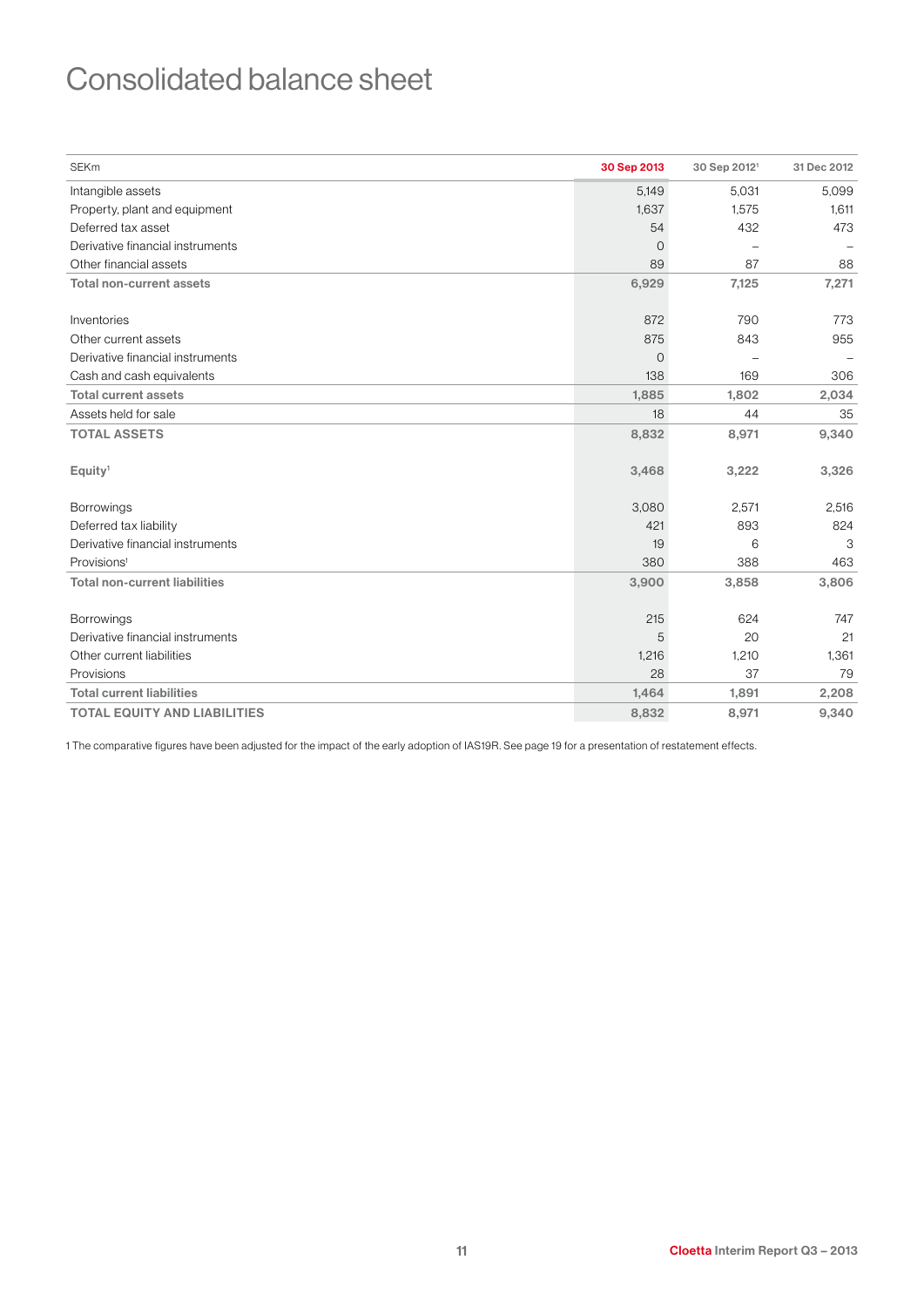# Consolidated balance sheet

| SEKm | 30 Sep 2013 | 30 Sep 2012[1] | 31 Dec 2012 |
|---|---|---|---|
| Intangible assets | 5,149 | 5,031 | 5,099 |
| Property, plant and equipment | 1,637 | 1,575 | 1,611 |
| Deferred tax asset | 54 | 432 | 473 |
| Derivative financial instruments | 0 | – | – |
| Other financial assets | 89 | 87 | 88 |
| **Total non-current assets** | **6,929** | **7,125** | **7,271** |
| | | | |
| Inventories | 872 | 790 | 773 |
| Other current assets | 875 | 843 | 955 |
| Derivative financial instruments | 0 | – | – |
| Cash and cash equivalents | 138 | 169 | 306 |
| **Total current assets** | **1,885** | **1,802** | **2,034** |
| Assets held for sale | 18 | 44 | 35 |
| **TOTAL ASSETS** | **8,832** | **8,971** | **9,340** |
| | | | |
| **Equity[1]** | **3,468** | **3,222** | **3,326** |
| | | | |
| Borrowings | 3,080 | 2,571 | 2,516 |
| Deferred tax liability | 421 | 893 | 824 |
| Derivative financial instruments | 19 | 6 | 3 |
| Provisions[1] | 380 | 388 | 463 |
| **Total non-current liabilities** | **3,900** | **3,858** | **3,806** |
| | | | |
| Borrowings | 215 | 624 | 747 |
| Derivative financial instruments | 5 | 20 | 21 |
| Other current liabilities | 1,216 | 1,210 | 1,361 |
| Provisions | 28 | 37 | 79 |
| **Total current liabilities** | **1,464** | **1,891** | **2,208** |
| **TOTAL EQUITY AND LIABILITIES** | **8,832** | **8,971** | **9,340** |

1 The comparative figures have been adjusted for the impact of the early adoption of IAS19R. See page 19 for a presentation of restatement effects.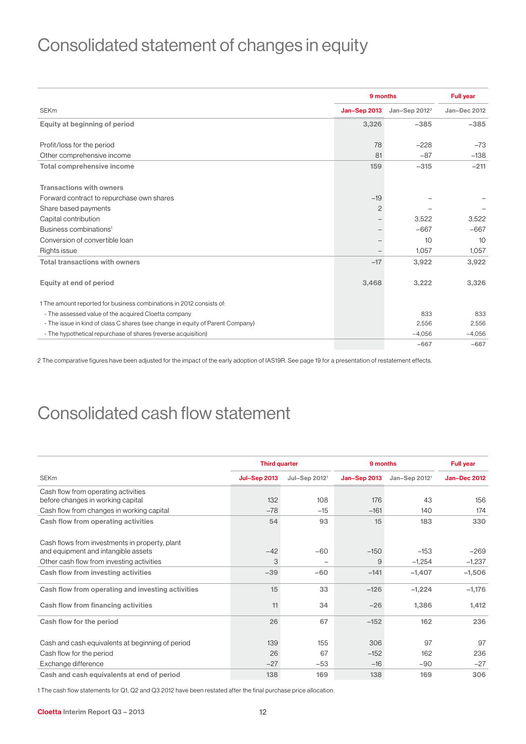# Consolidated statement of changes in equity

| SEKm | 9 months Jan–Sep 2013 | 9 months Jan–Sep 2012[2] | Full year Jan–Dec 2012 |
|---|---|---|---|
| **Equity at beginning of period** | **3,326** | **–385** | **–385** |
| Profit/loss for the period | 78 | –228 | –73 |
| Other comprehensive income | 81 | –87 | –138 |
| **Total comprehensive income** | **159** | **–315** | **–211** |
| **Transactions with owners** | | | |
| Forward contract to repurchase own shares | –19 | – | – |
| Share based payments | 2 | – | – |
| Capital contribution | – | 3,522 | 3,522 |
| Business combinations[1] | – | –667 | –667 |
| Conversion of convertible loan | – | 10 | 10 |
| Rights issue | – | 1,057 | 1,057 |
| **Total transactions with owners** | **–17** | **3,922** | **3,922** |
| **Equity at end of period** | **3,468** | **3,222** | **3,326** |
| 1 The amount reported for business combinations in 2012 consists of: | | | |
| - The assessed value of the acquired Cloetta company | | 833 | 833 |
| - The issue in kind of class C shares (see change in equity of Parent Company) | | 2,556 | 2,556 |
| - The hypothetical repurchase of shares (reverse acquisition) | | –4,056 | –4,056 |
| | | –667 | –667 |

2 The comparative figures have been adjusted for the impact of the early adoption of IAS19R. See page 19 for a presentation of restatement effects.

# Consolidated cash flow statement

| SEKm | Third quarter Jul–Sep 2013 | Third quarter Jul–Sep 2012[1] | 9 months Jan–Sep 2013 | 9 months Jan–Sep 2012[1] | Full year Jan–Dec 2012 |
|---|---|---|---|---|---|
| Cash flow from operating activities before changes in working capital | 132 | 108 | 176 | 43 | 156 |
| Cash flow from changes in working capital | –78 | –15 | –161 | 140 | 174 |
| **Cash flow from operating activities** | **54** | **93** | **15** | **183** | **330** |
| Cash flows from investments in property, plant and equipment and intangible assets | –42 | –60 | –150 | –153 | –269 |
| Other cash flow from investing activities | 3 | – | 9 | –1,254 | –1,237 |
| **Cash flow from investing activities** | **–39** | **–60** | **–141** | **–1,407** | **–1,506** |
| **Cash flow from operating and investing activities** | **15** | **33** | **–126** | **–1,224** | **–1,176** |
| **Cash flow from financing activities** | **11** | **34** | **–26** | **1,386** | **1,412** |
| **Cash flow for the period** | **26** | **67** | **–152** | **162** | **236** |
| Cash and cash equivalents at beginning of period | 139 | 155 | 306 | 97 | 97 |
| Cash flow for the period | 26 | 67 | –152 | 162 | 236 |
| Exchange difference | –27 | –53 | –16 | –90 | –27 |
| **Cash and cash equivalents at end of period** | **138** | **169** | **138** | **169** | **306** |

1 The cash flow statements for Q1, Q2 and Q3 2012 have been restated after the final purchase price allocation.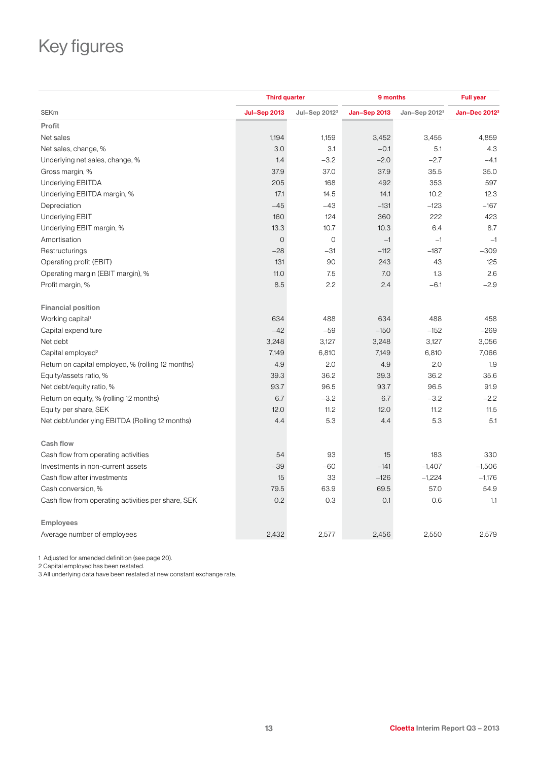# Key figures

| SEKm | Third quarter | | 9 months | | Full year |
|---|---|---|---|---|---|
| | Jul–Sep 2013 | Jul–Sep 2012[3] | Jan–Sep 2013 | Jan–Sep 2012[3] | Jan–Dec 2012[3] |
| **Profit** | | | | | |
| Net sales | 1,194 | 1,159 | 3,452 | 3,455 | 4,859 |
| Net sales, change, % | 3.0 | 3.1 | –0.1 | 5.1 | 4.3 |
| Underlying net sales, change, % | 1.4 | –3.2 | –2.0 | –2.7 | –4.1 |
| Gross margin, % | 37.9 | 37.0 | 37.9 | 35.5 | 35.0 |
| Underlying EBITDA | 205 | 168 | 492 | 353 | 597 |
| Underlying EBITDA margin, % | 17.1 | 14.5 | 14.1 | 10.2 | 12.3 |
| Depreciation | –45 | –43 | –131 | –123 | –167 |
| Underlying EBIT | 160 | 124 | 360 | 222 | 423 |
| Underlying EBIT margin, % | 13.3 | 10.7 | 10.3 | 6.4 | 8.7 |
| Amortisation | 0 | 0 | –1 | –1 | –1 |
| Restructurings | –28 | –31 | –112 | –187 | –309 |
| Operating profit (EBIT) | 131 | 90 | 243 | 43 | 125 |
| Operating margin (EBIT margin), % | 11.0 | 7.5 | 7.0 | 1.3 | 2.6 |
| Profit margin, % | 8.5 | 2.2 | 2.4 | –6.1 | –2.9 |
| **Financial position** | | | | | |
| Working capital[1] | 634 | 488 | 634 | 488 | 458 |
| Capital expenditure | –42 | –59 | –150 | –152 | –269 |
| Net debt | 3,248 | 3,127 | 3,248 | 3,127 | 3,056 |
| Capital employed[2] | 7,149 | 6,810 | 7,149 | 6,810 | 7,066 |
| Return on capital employed, % (rolling 12 months) | 4.9 | 2.0 | 4.9 | 2.0 | 1.9 |
| Equity/assets ratio, % | 39.3 | 36.2 | 39.3 | 36.2 | 35.6 |
| Net debt/equity ratio, % | 93.7 | 96.5 | 93.7 | 96.5 | 91.9 |
| Return on equity, % (rolling 12 months) | 6.7 | –3.2 | 6.7 | –3.2 | –2.2 |
| Equity per share, SEK | 12.0 | 11.2 | 12.0 | 11.2 | 11.5 |
| Net debt/underlying EBITDA (Rolling 12 months) | 4.4 | 5.3 | 4.4 | 5.3 | 5.1 |
| **Cash flow** | | | | | |
| Cash flow from operating activities | 54 | 93 | 15 | 183 | 330 |
| Investments in non-current assets | –39 | –60 | –141 | –1,407 | –1,506 |
| Cash flow after investments | 15 | 33 | –126 | –1,224 | –1,176 |
| Cash conversion, % | 79.5 | 63.9 | 69.5 | 57.0 | 54.9 |
| Cash flow from operating activities per share, SEK | 0.2 | 0.3 | 0.1 | 0.6 | 1.1 |
| **Employees** | | | | | |
| Average number of employees | 2,432 | 2,577 | 2,456 | 2,550 | 2,579 |

1 Adjusted for amended definition (see page 20).
2 Capital employed has been restated.
3 All underlying data have been restated at new constant exchange rate.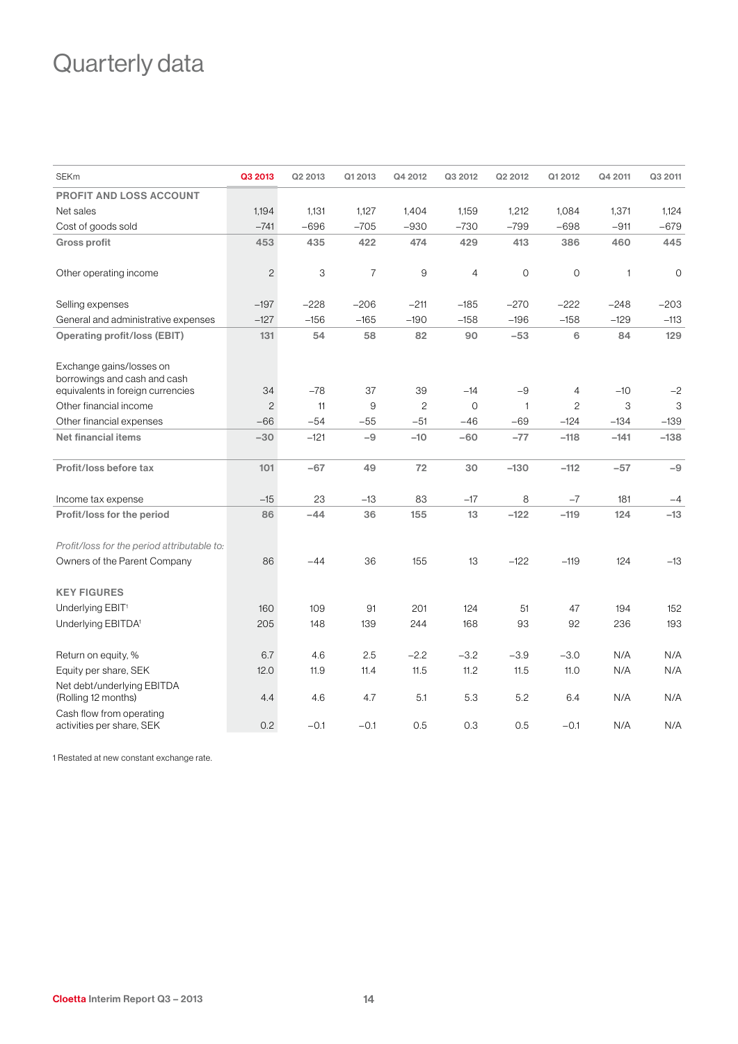# Quarterly data

| SEKm | Q3 2013 | Q2 2013 | Q1 2013 | Q4 2012 | Q3 2012 | Q2 2012 | Q1 2012 | Q4 2011 | Q3 2011 |
|---|---|---|---|---|---|---|---|---|---|
| **PROFIT AND LOSS ACCOUNT** | | | | | | | | | |
| Net sales | 1,194 | 1,131 | 1,127 | 1,404 | 1,159 | 1,212 | 1,084 | 1,371 | 1,124 |
| Cost of goods sold | –741 | –696 | –705 | –930 | –730 | –799 | –698 | –911 | –679 |
| **Gross profit** | **453** | **435** | **422** | **474** | **429** | **413** | **386** | **460** | **445** |
| Other operating income | 2 | 3 | 7 | 9 | 4 | 0 | 0 | 1 | 0 |
| Selling expenses | –197 | –228 | –206 | –211 | –185 | –270 | –222 | –248 | –203 |
| General and administrative expenses | –127 | –156 | –165 | –190 | –158 | –196 | –158 | –129 | –113 |
| **Operating profit/loss (EBIT)** | **131** | **54** | **58** | **82** | **90** | **–53** | **6** | **84** | **129** |
| Exchange gains/losses on borrowings and cash and cash equivalents in foreign currencies | 34 | –78 | 37 | 39 | –14 | –9 | 4 | –10 | –2 |
| Other financial income | 2 | 11 | 9 | 2 | 0 | 1 | 2 | 3 | 3 |
| Other financial expenses | –66 | –54 | –55 | –51 | –46 | –69 | –124 | –134 | –139 |
| **Net financial items** | **–30** | **–121** | **–9** | **–10** | **–60** | **–77** | **–118** | **–141** | **–138** |
| **Profit/loss before tax** | **101** | **–67** | **49** | **72** | **30** | **–130** | **–112** | **–57** | **–9** |
| Income tax expense | –15 | 23 | –13 | 83 | –17 | 8 | –7 | 181 | –4 |
| **Profit/loss for the period** | **86** | **–44** | **36** | **155** | **13** | **–122** | **–119** | **124** | **–13** |
| *Profit/loss for the period attributable to:* | | | | | | | | | |
| Owners of the Parent Company | 86 | –44 | 36 | 155 | 13 | –122 | –119 | 124 | –13 |
| **KEY FIGURES** | | | | | | | | | |
| Underlying EBIT[1] | 160 | 109 | 91 | 201 | 124 | 51 | 47 | 194 | 152 |
| Underlying EBITDA[1] | 205 | 148 | 139 | 244 | 168 | 93 | 92 | 236 | 193 |
| Return on equity, % | 6.7 | 4.6 | 2.5 | –2.2 | –3.2 | –3.9 | –3.0 | N/A | N/A |
| Equity per share, SEK | 12.0 | 11.9 | 11.4 | 11.5 | 11.2 | 11.5 | 11.0 | N/A | N/A |
| Net debt/underlying EBITDA (Rolling 12 months) | 4.4 | 4.6 | 4.7 | 5.1 | 5.3 | 5.2 | 6.4 | N/A | N/A |
| Cash flow from operating activities per share, SEK | 0.2 | –0.1 | –0.1 | 0.5 | 0.3 | 0.5 | –0.1 | N/A | N/A |

1 Restated at new constant exchange rate.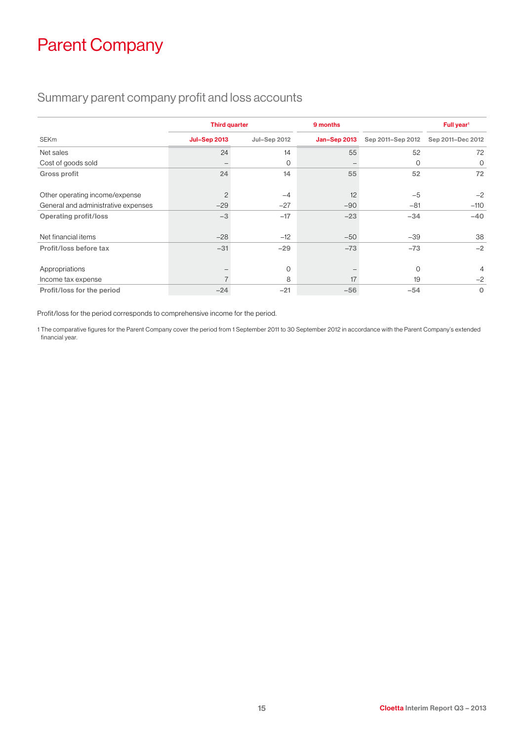# Parent Company

## Summary parent company profit and loss accounts

| | Third quarter | | 9 months | | Full year[1] |
|---|---|---|---|---|---|
| SEKm | Jul–Sep 2013 | Jul–Sep 2012 | Jan–Sep 2013 | Sep 2011–Sep 2012 | Sep 2011–Dec 2012 |
| Net sales | 24 | 14 | 55 | 52 | 72 |
| Cost of goods sold | – | 0 | – | 0 | 0 |
| **Gross profit** | **24** | **14** | **55** | **52** | **72** |
| | | | | | |
| Other operating income/expense | 2 | –4 | 12 | –5 | –2 |
| General and administrative expenses | –29 | –27 | –90 | –81 | –110 |
| **Operating profit/loss** | **–3** | **–17** | **–23** | **–34** | **–40** |
| | | | | | |
| Net financial items | –28 | –12 | –50 | –39 | 38 |
| **Profit/loss before tax** | **–31** | **–29** | **–73** | **–73** | **–2** |
| | | | | | |
| Appropriations | – | 0 | – | 0 | 4 |
| Income tax expense | 7 | 8 | 17 | 19 | –2 |
| **Profit/loss for the period** | **–24** | **–21** | **–56** | **–54** | **0** |

Profit/loss for the period corresponds to comprehensive income for the period.

1 The comparative figures for the Parent Company cover the period from 1 September 2011 to 30 September 2012 in accordance with the Parent Company's extended financial year.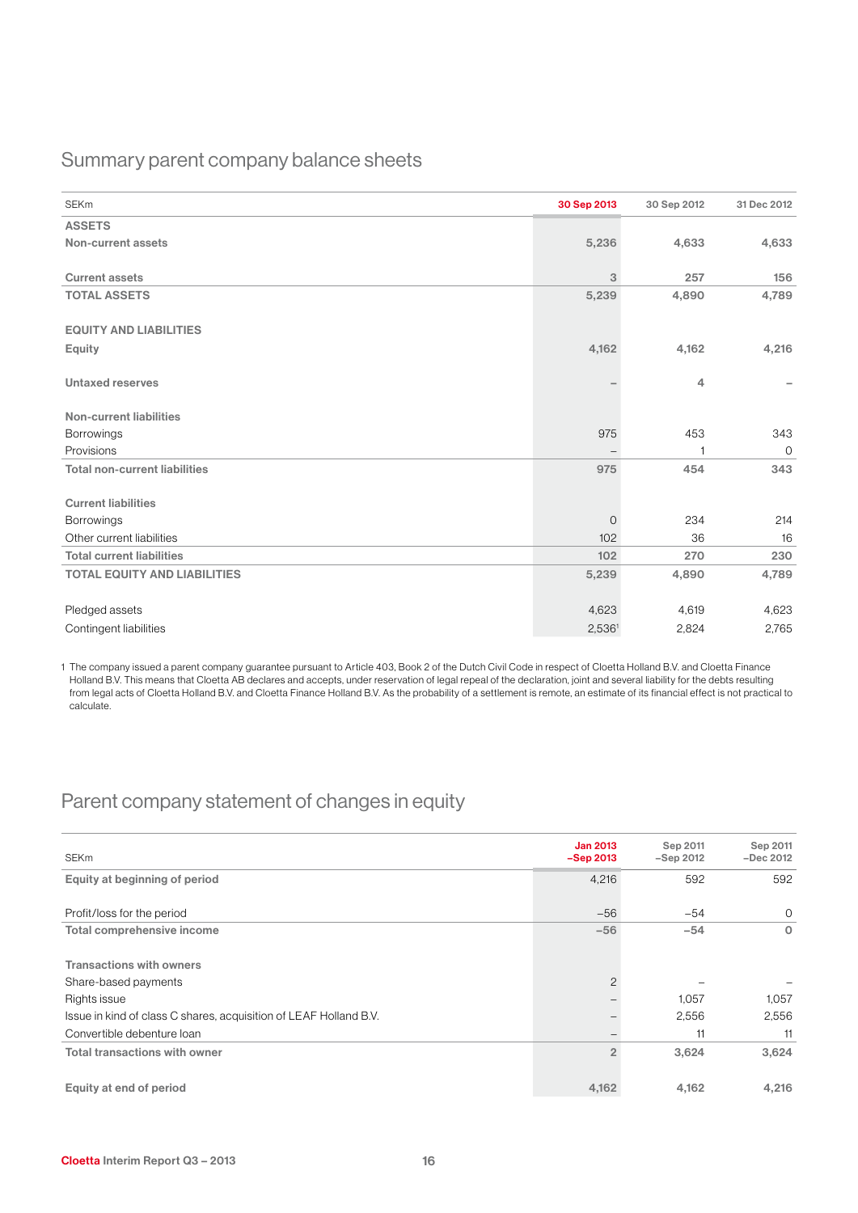## Summary parent company balance sheets

| SEKm | 30 Sep 2013 | 30 Sep 2012 | 31 Dec 2012 |
|---|---|---|---|
| **ASSETS** | | | |
| **Non-current assets** | **5,236** | **4,633** | **4,633** |
| | | | |
| **Current assets** | **3** | **257** | **156** |
| **TOTAL ASSETS** | **5,239** | **4,890** | **4,789** |
| | | | |
| **EQUITY AND LIABILITIES** | | | |
| **Equity** | **4,162** | **4,162** | **4,216** |
| | | | |
| **Untaxed reserves** | **–** | **4** | **–** |
| | | | |
| **Non-current liabilities** | | | |
| Borrowings | 975 | 453 | 343 |
| Provisions | – | 1 | 0 |
| **Total non-current liabilities** | **975** | **454** | **343** |
| | | | |
| **Current liabilities** | | | |
| Borrowings | 0 | 234 | 214 |
| Other current liabilities | 102 | 36 | 16 |
| **Total current liabilities** | **102** | **270** | **230** |
| **TOTAL EQUITY AND LIABILITIES** | **5,239** | **4,890** | **4,789** |
| | | | |
| Pledged assets | 4,623 | 4,619 | 4,623 |
| Contingent liabilities | 2,536[1] | 2,824 | 2,765 |

1 The company issued a parent company guarantee pursuant to Article 403, Book 2 of the Dutch Civil Code in respect of Cloetta Holland B.V. and Cloetta Finance Holland B.V. This means that Cloetta AB declares and accepts, under reservation of legal repeal of the declaration, joint and several liability for the debts resulting from legal acts of Cloetta Holland B.V. and Cloetta Finance Holland B.V. As the probability of a settlement is remote, an estimate of its financial effect is not practical to calculate.

## Parent company statement of changes in equity

| SEKm | Jan 2013 –Sep 2013 | Sep 2011 –Sep 2012 | Sep 2011 –Dec 2012 |
|---|---|---|---|
| **Equity at beginning of period** | 4,216 | 592 | 592 |
| | | | |
| Profit/loss for the period | –56 | –54 | 0 |
| **Total comprehensive income** | **–56** | **–54** | **0** |
| | | | |
| **Transactions with owners** | | | |
| Share-based payments | 2 | – | – |
| Rights issue | – | 1,057 | 1,057 |
| Issue in kind of class C shares, acquisition of LEAF Holland B.V. | – | 2,556 | 2,556 |
| Convertible debenture loan | – | 11 | 11 |
| **Total transactions with owner** | **2** | **3,624** | **3,624** |
| | | | |
| **Equity at end of period** | **4,162** | **4,162** | **4,216** |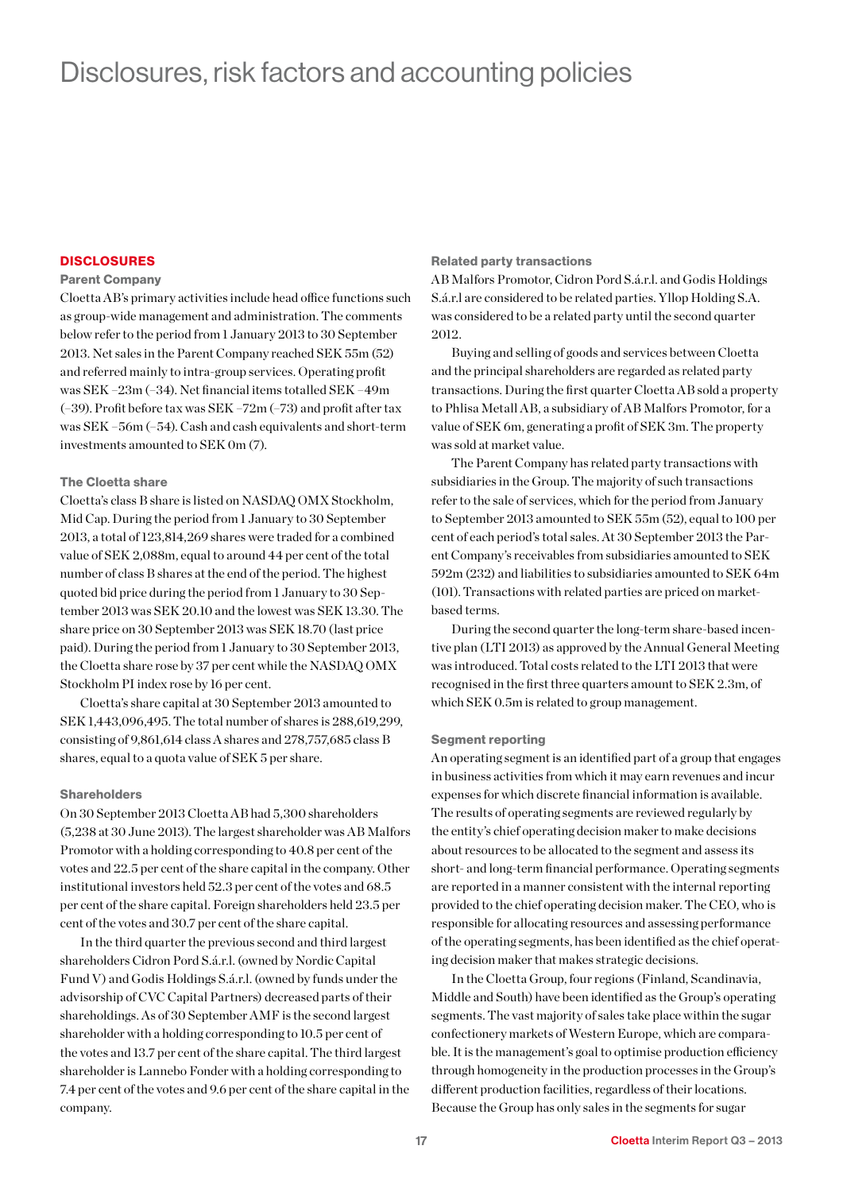# Disclosures, risk factors and accounting policies

## DISCLOSURES

### Parent Company

Cloetta AB's primary activities include head office functions such as group-wide management and administration. The comments below refer to the period from 1 January 2013 to 30 September 2013. Net sales in the Parent Company reached SEK 55m (52) and referred mainly to intra-group services. Operating profit was SEK –23m (–34). Net financial items totalled SEK –49m (–39). Profit before tax was SEK –72m (–73) and profit after tax was SEK –56m (–54). Cash and cash equivalents and short-term investments amounted to SEK 0m (7).

### The Cloetta share

Cloetta's class B share is listed on NASDAQ OMX Stockholm, Mid Cap. During the period from 1 January to 30 September 2013, a total of 123,814,269 shares were traded for a combined value of SEK 2,088m, equal to around 44 per cent of the total number of class B shares at the end of the period. The highest quoted bid price during the period from 1 January to 30 September 2013 was SEK 20.10 and the lowest was SEK 13.30. The share price on 30 September 2013 was SEK 18.70 (last price paid). During the period from 1 January to 30 September 2013, the Cloetta share rose by 37 per cent while the NASDAQ OMX Stockholm PI index rose by 16 per cent.

Cloetta's share capital at 30 September 2013 amounted to SEK 1,443,096,495. The total number of shares is 288,619,299, consisting of 9,861,614 class A shares and 278,757,685 class B shares, equal to a quota value of SEK 5 per share.

### Shareholders

On 30 September 2013 Cloetta AB had 5,300 shareholders (5,238 at 30 June 2013). The largest shareholder was AB Malfors Promotor with a holding corresponding to 40.8 per cent of the votes and 22.5 per cent of the share capital in the company. Other institutional investors held 52.3 per cent of the votes and 68.5 per cent of the share capital. Foreign shareholders held 23.5 per cent of the votes and 30.7 per cent of the share capital.

In the third quarter the previous second and third largest shareholders Cidron Pord S.á.r.l. (owned by Nordic Capital Fund V) and Godis Holdings S.á.r.l. (owned by funds under the advisorship of CVC Capital Partners) decreased parts of their shareholdings. As of 30 September AMF is the second largest shareholder with a holding corresponding to 10.5 per cent of the votes and 13.7 per cent of the share capital. The third largest shareholder is Lannebo Fonder with a holding corresponding to 7.4 per cent of the votes and 9.6 per cent of the share capital in the company.

### Related party transactions

AB Malfors Promotor, Cidron Pord S.á.r.l. and Godis Holdings S.á.r.l are considered to be related parties. Yllop Holding S.A. was considered to be a related party until the second quarter 2012.

Buying and selling of goods and services between Cloetta and the principal shareholders are regarded as related party transactions. During the first quarter Cloetta AB sold a property to Phlisa Metall AB, a subsidiary of AB Malfors Promotor, for a value of SEK 6m, generating a profit of SEK 3m. The property was sold at market value.

The Parent Company has related party transactions with subsidiaries in the Group. The majority of such transactions refer to the sale of services, which for the period from January to September 2013 amounted to SEK 55m (52), equal to 100 per cent of each period's total sales. At 30 September 2013 the Parent Company's receivables from subsidiaries amounted to SEK 592m (232) and liabilities to subsidiaries amounted to SEK 64m (101). Transactions with related parties are priced on market-based terms.

During the second quarter the long-term share-based incentive plan (LTI 2013) as approved by the Annual General Meeting was introduced. Total costs related to the LTI 2013 that were recognised in the first three quarters amount to SEK 2.3m, of which SEK 0.5m is related to group management.

### Segment reporting

An operating segment is an identified part of a group that engages in business activities from which it may earn revenues and incur expenses for which discrete financial information is available. The results of operating segments are reviewed regularly by the entity's chief operating decision maker to make decisions about resources to be allocated to the segment and assess its short- and long-term financial performance. Operating segments are reported in a manner consistent with the internal reporting provided to the chief operating decision maker. The CEO, who is responsible for allocating resources and assessing performance of the operating segments, has been identified as the chief operating decision maker that makes strategic decisions.

In the Cloetta Group, four regions (Finland, Scandinavia, Middle and South) have been identified as the Group's operating segments. The vast majority of sales take place within the sugar confectionery markets of Western Europe, which are comparable. It is the management's goal to optimise production efficiency through homogeneity in the production processes in the Group's different production facilities, regardless of their locations. Because the Group has only sales in the segments for sugar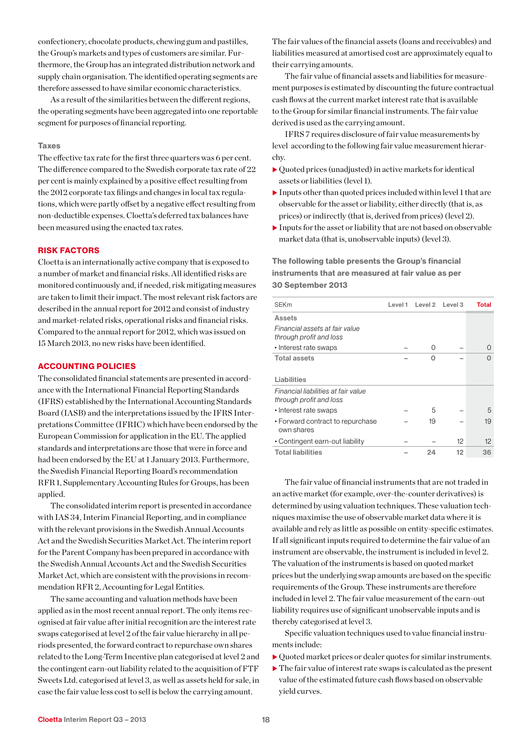confectionery, chocolate products, chewing gum and pastilles, the Group's markets and types of customers are similar. Furthermore, the Group has an integrated distribution network and supply chain organisation. The identified operating segments are therefore assessed to have similar economic characteristics.

As a result of the similarities between the different regions, the operating segments have been aggregated into one reportable segment for purposes of financial reporting.

### Taxes

The effective tax rate for the first three quarters was 6 per cent. The difference compared to the Swedish corporate tax rate of 22 per cent is mainly explained by a positive effect resulting from the 2012 corporate tax filings and changes in local tax regulations, which were partly offset by a negative effect resulting from non-deductible expenses. Cloetta's deferred tax balances have been measured using the enacted tax rates.

## RISK FACTORS

Cloetta is an internationally active company that is exposed to a number of market and financial risks. All identified risks are monitored continuously and, if needed, risk mitigating measures are taken to limit their impact. The most relevant risk factors are described in the annual report for 2012 and consist of industry and market-related risks, operational risks and financial risks. Compared to the annual report for 2012, which was issued on 15 March 2013, no new risks have been identified.

## ACCOUNTING POLICIES

The consolidated financial statements are presented in accordance with the International Financial Reporting Standards (IFRS) established by the International Accounting Standards Board (IASB) and the interpretations issued by the IFRS Interpretations Committee (IFRIC) which have been endorsed by the European Commission for application in the EU. The applied standards and interpretations are those that were in force and had been endorsed by the EU at 1 January 2013. Furthermore, the Swedish Financial Reporting Board's recommendation RFR 1, Supplementary Accounting Rules for Groups, has been applied.

The consolidated interim report is presented in accordance with IAS 34, Interim Financial Reporting, and in compliance with the relevant provisions in the Swedish Annual Accounts Act and the Swedish Securities Market Act. The interim report for the Parent Company has been prepared in accordance with the Swedish Annual Accounts Act and the Swedish Securities Market Act, which are consistent with the provisions in recommendation RFR 2, Accounting for Legal Entities.

The same accounting and valuation methods have been applied as in the most recent annual report. The only items recognised at fair value after initial recognition are the interest rate swaps categorised at level 2 of the fair value hierarchy in all periods presented, the forward contract to repurchase own shares related to the Long-Term Incentive plan categorised at level 2 and the contingent earn-out liability related to the acquisition of FTF Sweets Ltd. categorised at level 3, as well as assets held for sale, in case the fair value less cost to sell is below the carrying amount.

The fair values of the financial assets (loans and receivables) and liabilities measured at amortised cost are approximately equal to their carrying amounts.

The fair value of financial assets and liabilities for measurement purposes is estimated by discounting the future contractual cash flows at the current market interest rate that is available to the Group for similar financial instruments. The fair value derived is used as the carrying amount.

IFRS 7 requires disclosure of fair value measurements by level according to the following fair value measurement hierarchy.

- Quoted prices (unadjusted) in active markets for identical assets or liabilities (level 1).
- Inputs other than quoted prices included within level 1 that are observable for the asset or liability, either directly (that is, as prices) or indirectly (that is, derived from prices) (level 2).
- Inputs for the asset or liability that are not based on observable market data (that is, unobservable inputs) (level 3).

**The following table presents the Group's financial instruments that are measured at fair value as per 30 September 2013**

| SEKm | Level 1 | Level 2 | Level 3 | Total |
|---|---|---|---|---|
| **Assets** | | | | |
| *Financial assets at fair value through profit and loss* | | | | |
| • Interest rate swaps | – | 0 | – | 0 |
| **Total assets** | – | 0 | – | 0 |
| | | | | |
| **Liabilities** | | | | |
| *Financial liabilities at fair value through profit and loss* | | | | |
| • Interest rate swaps | – | 5 | – | 5 |
| • Forward contract to repurchase own shares | – | 19 | – | 19 |
| • Contingent earn-out liability | – | – | 12 | 12 |
| **Total liabilities** | – | 24 | 12 | 36 |

The fair value of financial instruments that are not traded in an active market (for example, over-the-counter derivatives) is determined by using valuation techniques. These valuation techniques maximise the use of observable market data where it is available and rely as little as possible on entity-specific estimates. If all significant inputs required to determine the fair value of an instrument are observable, the instrument is included in level 2. The valuation of the instruments is based on quoted market prices but the underlying swap amounts are based on the specific requirements of the Group. These instruments are therefore included in level 2. The fair value measurement of the earn-out liability requires use of significant unobservable inputs and is thereby categorised at level 3.

Specific valuation techniques used to value financial instruments include:

- Quoted market prices or dealer quotes for similar instruments.
- The fair value of interest rate swaps is calculated as the present value of the estimated future cash flows based on observable yield curves.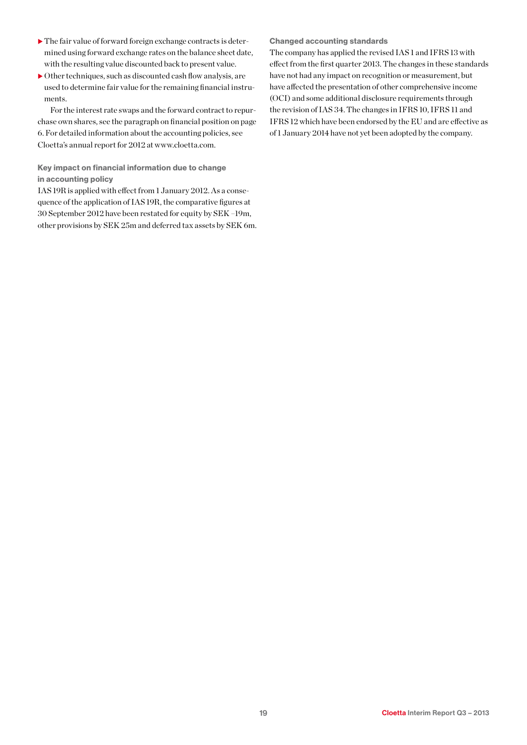- The fair value of forward foreign exchange contracts is determined using forward exchange rates on the balance sheet date, with the resulting value discounted back to present value.
- Other techniques, such as discounted cash flow analysis, are used to determine fair value for the remaining financial instruments.

For the interest rate swaps and the forward contract to repurchase own shares, see the paragraph on financial position on page 6. For detailed information about the accounting policies, see Cloetta's annual report for 2012 at www.cloetta.com.

### Key impact on financial information due to change in accounting policy

IAS 19R is applied with effect from 1 January 2012. As a consequence of the application of IAS 19R, the comparative figures at 30 September 2012 have been restated for equity by SEK –19m, other provisions by SEK 25m and deferred tax assets by SEK 6m.

### Changed accounting standards

The company has applied the revised IAS 1 and IFRS 13 with effect from the first quarter 2013. The changes in these standards have not had any impact on recognition or measurement, but have affected the presentation of other comprehensive income (OCI) and some additional disclosure requirements through the revision of IAS 34. The changes in IFRS 10, IFRS 11 and IFRS 12 which have been endorsed by the EU and are effective as of 1 January 2014 have not yet been adopted by the company.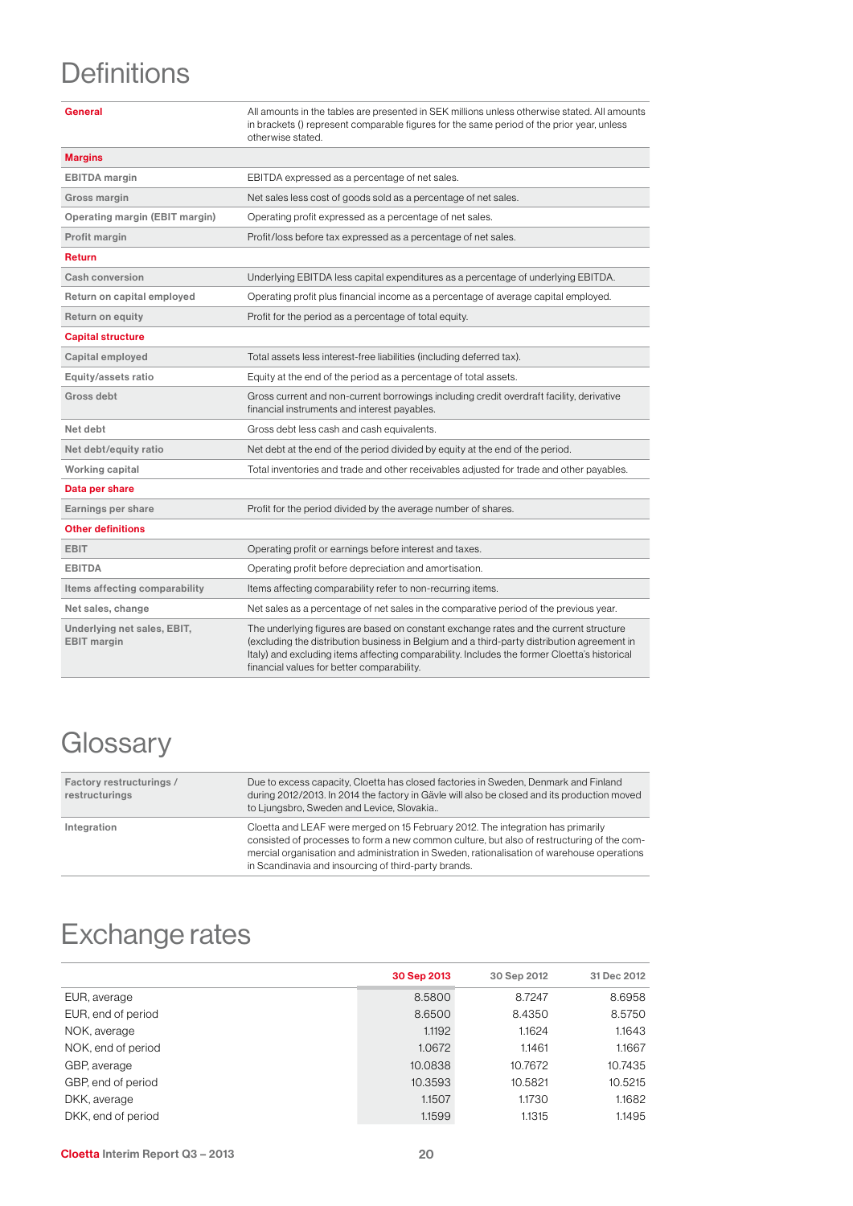# Definitions

| | |
|---|---|
| **General** | All amounts in the tables are presented in SEK millions unless otherwise stated. All amounts in brackets () represent comparable figures for the same period of the prior year, unless otherwise stated. |
| **Margins** | |
| EBITDA margin | EBITDA expressed as a percentage of net sales. |
| Gross margin | Net sales less cost of goods sold as a percentage of net sales. |
| Operating margin (EBIT margin) | Operating profit expressed as a percentage of net sales. |
| Profit margin | Profit/loss before tax expressed as a percentage of net sales. |
| **Return** | |
| Cash conversion | Underlying EBITDA less capital expenditures as a percentage of underlying EBITDA. |
| Return on capital employed | Operating profit plus financial income as a percentage of average capital employed. |
| Return on equity | Profit for the period as a percentage of total equity. |
| **Capital structure** | |
| Capital employed | Total assets less interest-free liabilities (including deferred tax). |
| Equity/assets ratio | Equity at the end of the period as a percentage of total assets. |
| Gross debt | Gross current and non-current borrowings including credit overdraft facility, derivative financial instruments and interest payables. |
| Net debt | Gross debt less cash and cash equivalents. |
| Net debt/equity ratio | Net debt at the end of the period divided by equity at the end of the period. |
| Working capital | Total inventories and trade and other receivables adjusted for trade and other payables. |
| **Data per share** | |
| Earnings per share | Profit for the period divided by the average number of shares. |
| **Other definitions** | |
| EBIT | Operating profit or earnings before interest and taxes. |
| EBITDA | Operating profit before depreciation and amortisation. |
| Items affecting comparability | Items affecting comparability refer to non-recurring items. |
| Net sales, change | Net sales as a percentage of net sales in the comparative period of the previous year. |
| Underlying net sales, EBIT, EBIT margin | The underlying figures are based on constant exchange rates and the current structure (excluding the distribution business in Belgium and a third-party distribution agreement in Italy) and excluding items affecting comparability. Includes the former Cloetta's historical financial values for better comparability. |

# Glossary

| | |
|---|---|
| Factory restructurings / restructurings | Due to excess capacity, Cloetta has closed factories in Sweden, Denmark and Finland during 2012/2013. In 2014 the factory in Gävle will also be closed and its production moved to Ljungsbro, Sweden and Levice, Slovakia.. |
| Integration | Cloetta and LEAF were merged on 15 February 2012. The integration has primarily consisted of processes to form a new common culture, but also of restructuring of the commercial organisation and administration in Sweden, rationalisation of warehouse operations in Scandinavia and insourcing of third-party brands. |

# Exchange rates

| | 30 Sep 2013 | 30 Sep 2012 | 31 Dec 2012 |
|---|---|---|---|
| EUR, average | 8.5800 | 8.7247 | 8.6958 |
| EUR, end of period | 8.6500 | 8.4350 | 8.5750 |
| NOK, average | 1.1192 | 1.1624 | 1.1643 |
| NOK, end of period | 1.0672 | 1.1461 | 1.1667 |
| GBP, average | 10.0838 | 10.7672 | 10.7435 |
| GBP, end of period | 10.3593 | 10.5821 | 10.5215 |
| DKK, average | 1.1507 | 1.1730 | 1.1682 |
| DKK, end of period | 1.1599 | 1.1315 | 1.1495 |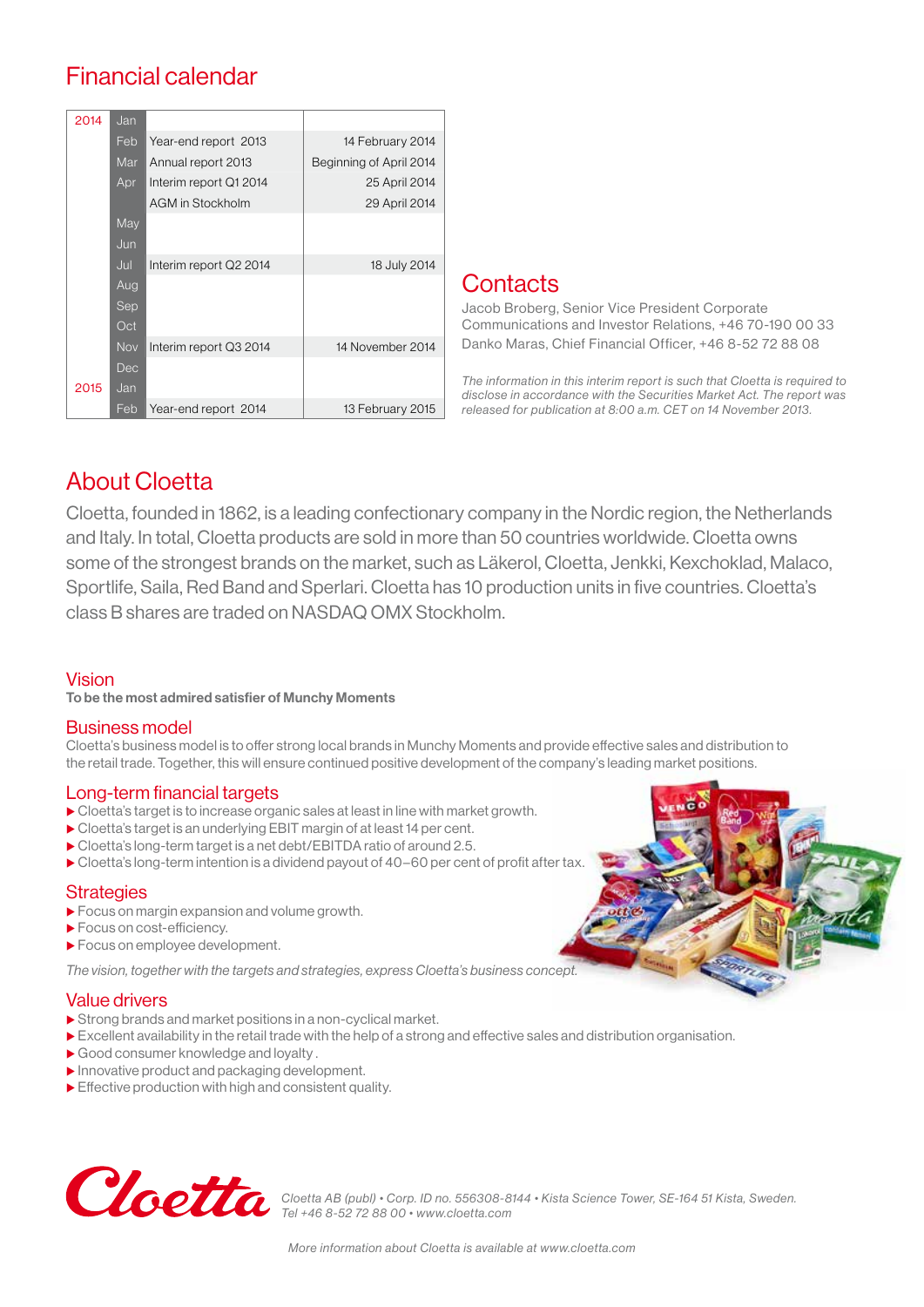## Financial calendar

| | | | |
|---|---|---|---|
| 2014 | Jan | | |
| | Feb | Year-end report 2013 | 14 February 2014 |
| | Mar | Annual report 2013 | Beginning of April 2014 |
| | Apr | Interim report Q1 2014 | 25 April 2014 |
| | | AGM in Stockholm | 29 April 2014 |
| | May | | |
| | Jun | | |
| | Jul | Interim report Q2 2014 | 18 July 2014 |
| | Aug | | |
| | Sep | | |
| | Oct | | |
| | Nov | Interim report Q3 2014 | 14 November 2014 |
| | Dec | | |
| 2015 | Jan | | |
| | Feb | Year-end report 2014 | 13 February 2015 |

## Contacts

Jacob Broberg, Senior Vice President Corporate Communications and Investor Relations, +46 70-190 00 33
Danko Maras, Chief Financial Officer, +46 8-52 72 88 08

*The information in this interim report is such that Cloetta is required to disclose in accordance with the Securities Market Act. The report was released for publication at 8:00 a.m. CET on 14 November 2013.*

## About Cloetta

Cloetta, founded in 1862, is a leading confectionary company in the Nordic region, the Netherlands and Italy. In total, Cloetta products are sold in more than 50 countries worldwide. Cloetta owns some of the strongest brands on the market, such as Läkerol, Cloetta, Jenkki, Kexchoklad, Malaco, Sportlife, Saila, Red Band and Sperlari. Cloetta has 10 production units in five countries. Cloetta's class B shares are traded on NASDAQ OMX Stockholm.

### Vision

**To be the most admired satisfier of Munchy Moments**

### Business model

Cloetta's business model is to offer strong local brands in Munchy Moments and provide effective sales and distribution to the retail trade. Together, this will ensure continued positive development of the company's leading market positions.

### Long-term financial targets

- Cloetta's target is to increase organic sales at least in line with market growth.
- Cloetta's target is an underlying EBIT margin of at least 14 per cent.
- Cloetta's long-term target is a net debt/EBITDA ratio of around 2.5.
- Cloetta's long-term intention is a dividend payout of 40–60 per cent of profit after tax.

### Strategies

- Focus on margin expansion and volume growth.
- Focus on cost-efficiency.
- Focus on employee development.

*The vision, together with the targets and strategies, express Cloetta's business concept.*

### Value drivers

- Strong brands and market positions in a non-cyclical market.
- Excellent availability in the retail trade with the help of a strong and effective sales and distribution organisation.
- Good consumer knowledge and loyalty .
- Innovative product and packaging development.
- Effective production with high and consistent quality.

*Cloetta AB (publ) • Corp. ID no. 556308-8144 • Kista Science Tower, SE-164 51 Kista, Sweden. Tel +46 8-52 72 88 00 • www.cloetta.com*

*More information about Cloetta is available at www.cloetta.com*